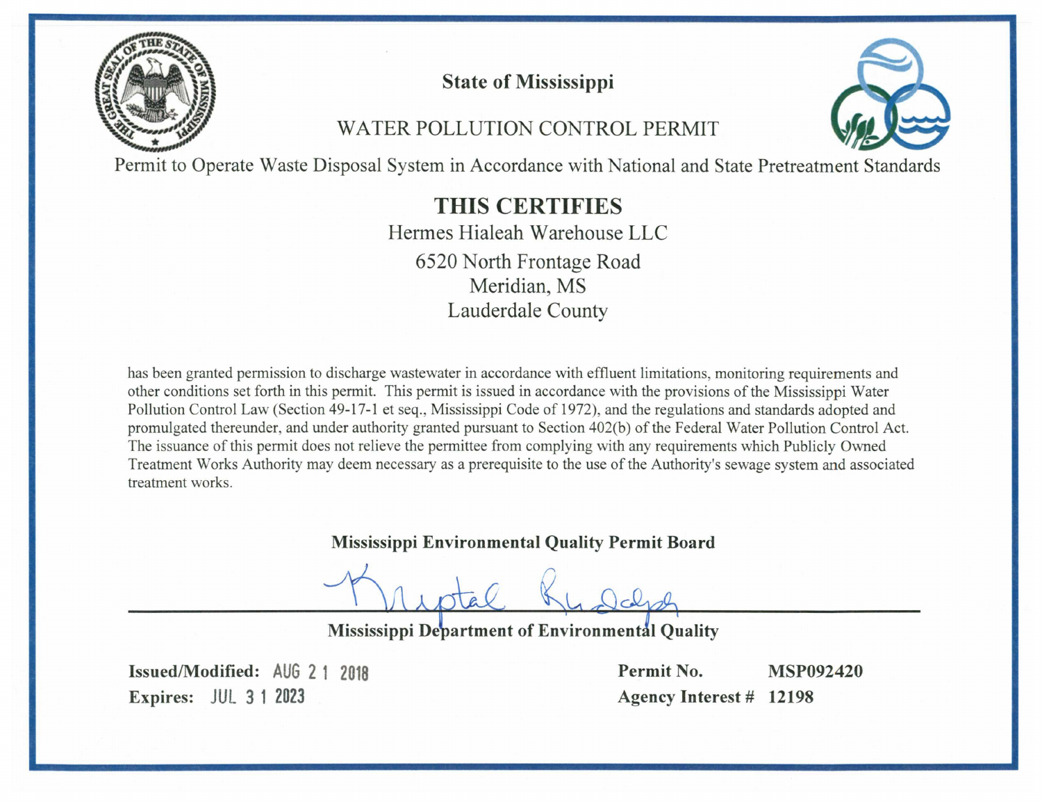# State of Mississippi

## WATER POLLUTION CONTROL PERMIT

Permit to Operate Waste Disposal System in Accordance with National and State Pretreatment Standards

## THIS CERTIFIES

Hermes Hialeah Warehouse LLC
6520 North Frontage Road
Meridian, MS
Lauderdale County

has been granted permission to discharge wastewater in accordance with effluent limitations, monitoring requirements and other conditions set forth in this permit. This permit is issued in accordance with the provisions of the Mississippi Water Pollution Control Law (Section 49-17-1 et seq., Mississippi Code of 1972), and the regulations and standards adopted and promulgated thereunder, and under authority granted pursuant to Section 402(b) of the Federal Water Pollution Control Act. The issuance of this permit does not relieve the permittee from complying with any requirements which Publicly Owned Treatment Works Authority may deem necessary as a prerequisite to the use of the Authority's sewage system and associated treatment works.

**Mississippi Environmental Quality Permit Board**

Krystal Rudolph

**Mississippi Department of Environmental Quality**

**Issued/Modified:** AUG 21 2018
**Expires:** JUL 31 2023

**Permit No.** **MSP092420**
**Agency Interest #** **12198**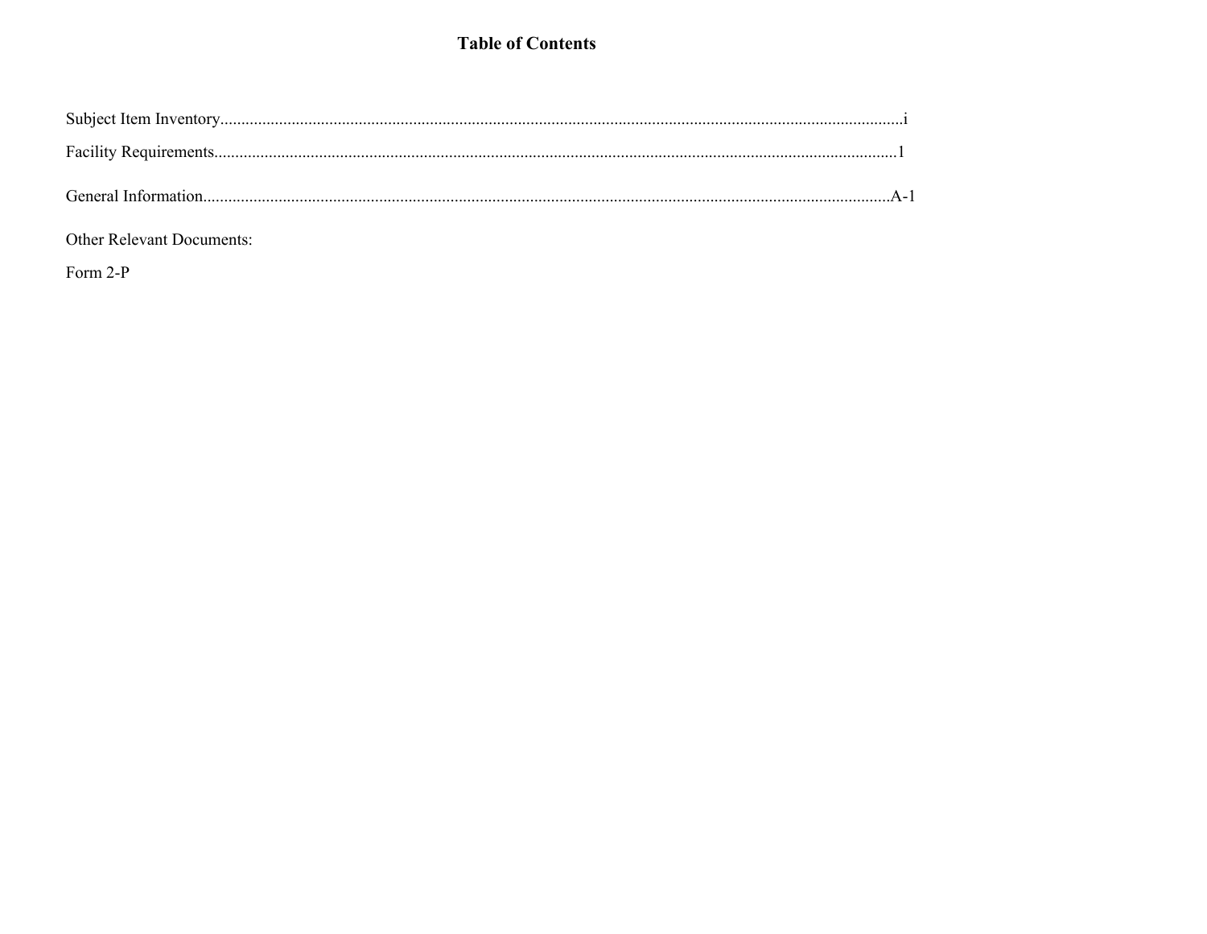# Table of Contents

Subject Item Inventory.................................................................................................................................................i

Facility Requirements.................................................................................................................................................1

General Information..................................................................................................................................................A-1

Other Relevant Documents:

Form 2-P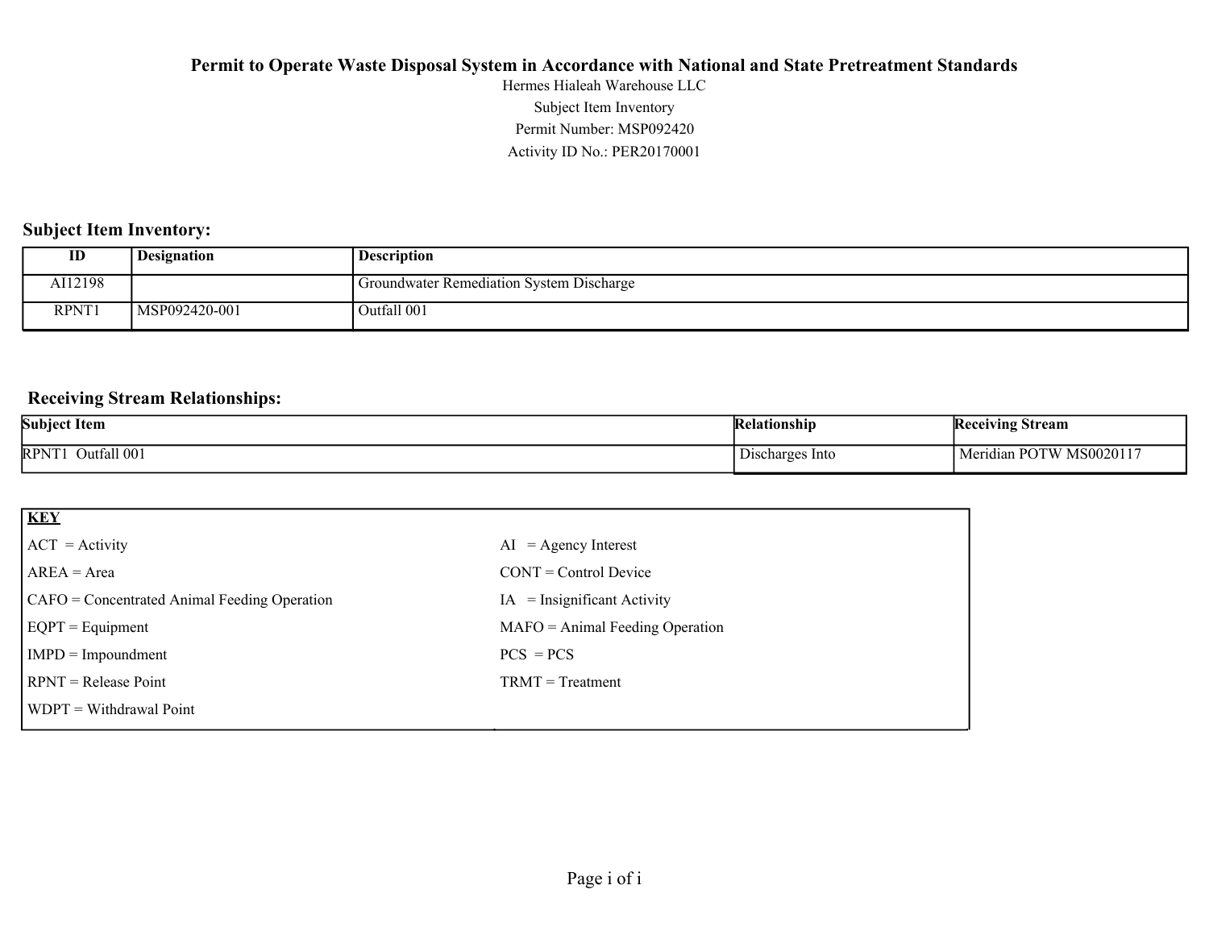# Permit to Operate Waste Disposal System in Accordance with National and State Pretreatment Standards

Hermes Hialeah Warehouse LLC

Subject Item Inventory

Permit Number: MSP092420

Activity ID No.: PER20170001

## Subject Item Inventory:

| ID | Designation | Description |
|---|---|---|
| AI12198 | | Groundwater Remediation System Discharge |
| RPNT1 | MSP092420-001 | Outfall 001 |

## Receiving Stream Relationships:

| Subject Item | Relationship | Receiving Stream |
|---|---|---|
| RPNT1 Outfall 001 | Discharges Into | Meridian POTW MS0020117 |

| KEY | |
|---|---|
| ACT = Activity | AI = Agency Interest |
| AREA = Area | CONT = Control Device |
| CAFO = Concentrated Animal Feeding Operation | IA = Insignificant Activity |
| EQPT = Equipment | MAFO = Animal Feeding Operation |
| IMPD = Impoundment | PCS = PCS |
| RPNT = Release Point | TRMT = Treatment |
| WDPT = Withdrawal Point | |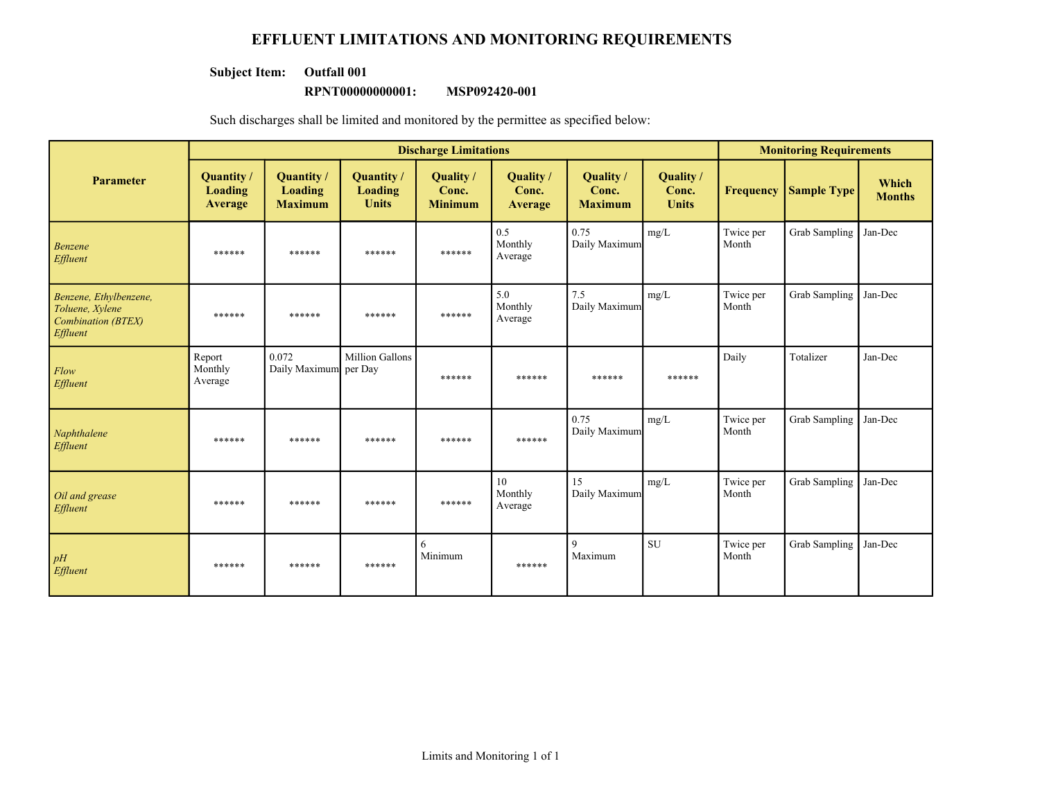# EFFLUENT LIMITATIONS AND MONITORING REQUIREMENTS

**Subject Item: Outfall 001**

**RPNT00000000001: MSP092420-001**

Such discharges shall be limited and monitored by the permittee as specified below:

| Parameter | Discharge Limitations | | | | | | | Monitoring Requirements | | |
|---|---|---|---|---|---|---|---|---|---|---|
| | Quantity / Loading Average | Quantity / Loading Maximum | Quantity / Loading Units | Quality / Conc. Minimum | Quality / Conc. Average | Quality / Conc. Maximum | Quality / Conc. Units | Frequency | Sample Type | Which Months |
| *Benzene Effluent* | ****** | ****** | ****** | ****** | 0.5 Monthly Average | 0.75 Daily Maximum | mg/L | Twice per Month | Grab Sampling | Jan-Dec |
| *Benzene, Ethylbenzene, Toluene, Xylene Combination (BTEX) Effluent* | ****** | ****** | ****** | ****** | 5.0 Monthly Average | 7.5 Daily Maximum | mg/L | Twice per Month | Grab Sampling | Jan-Dec |
| *Flow Effluent* | Report Monthly Average | 0.072 Daily Maximum | Million Gallons per Day | ****** | ****** | ****** | ****** | Daily | Totalizer | Jan-Dec |
| *Naphthalene Effluent* | ****** | ****** | ****** | ****** | ****** | 0.75 Daily Maximum | mg/L | Twice per Month | Grab Sampling | Jan-Dec |
| *Oil and grease Effluent* | ****** | ****** | ****** | ****** | 10 Monthly Average | 15 Daily Maximum | mg/L | Twice per Month | Grab Sampling | Jan-Dec |
| *pH Effluent* | ****** | ****** | ****** | 6 Minimum | ****** | 9 Maximum | SU | Twice per Month | Grab Sampling | Jan-Dec |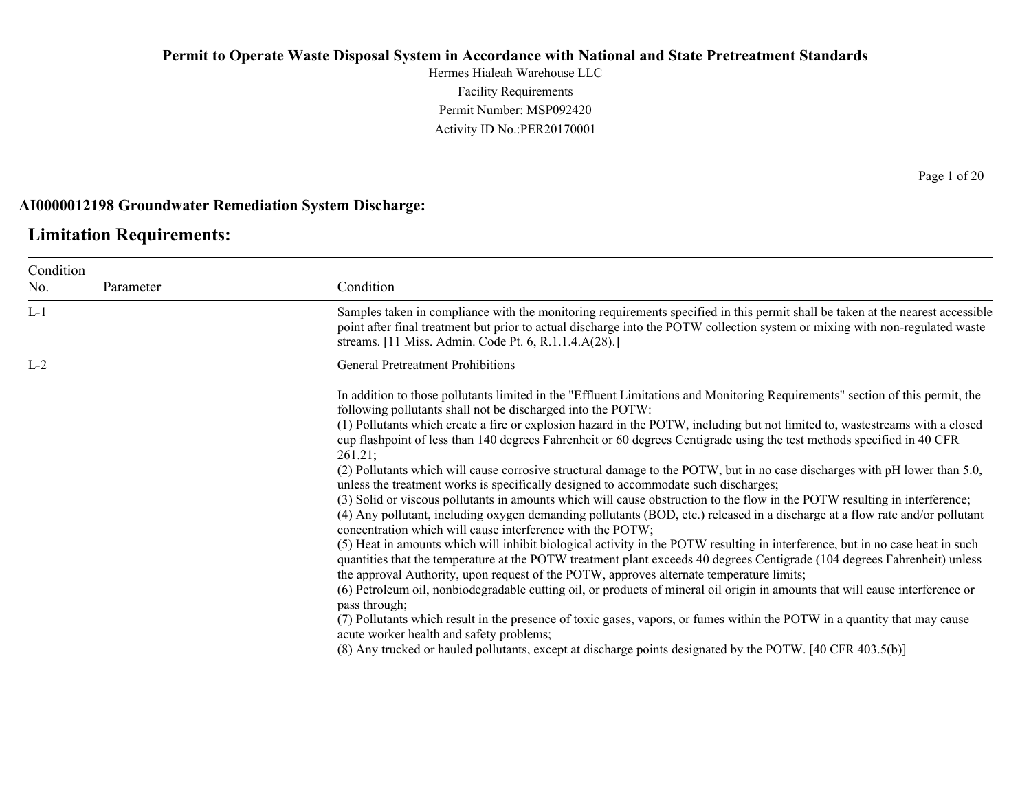**Permit to Operate Waste Disposal System in Accordance with National and State Pretreatment Standards**

Hermes Hialeah Warehouse LLC

Facility Requirements

Permit Number: MSP092420

Activity ID No.:PER20170001

**AI0000012198 Groundwater Remediation System Discharge:**

## Limitation Requirements:

| Condition No. | Parameter | Condition |
|---|---|---|
| L-1 | | Samples taken in compliance with the monitoring requirements specified in this permit shall be taken at the nearest accessible point after final treatment but prior to actual discharge into the POTW collection system or mixing with non-regulated waste streams. [11 Miss. Admin. Code Pt. 6, R.1.1.4.A(28).] |
| L-2 | | General Pretreatment Prohibitions<br><br>In addition to those pollutants limited in the "Effluent Limitations and Monitoring Requirements" section of this permit, the following pollutants shall not be discharged into the POTW:<br>(1) Pollutants which create a fire or explosion hazard in the POTW, including but not limited to, wastestreams with a closed cup flashpoint of less than 140 degrees Fahrenheit or 60 degrees Centigrade using the test methods specified in 40 CFR 261.21;<br>(2) Pollutants which will cause corrosive structural damage to the POTW, but in no case discharges with pH lower than 5.0, unless the treatment works is specifically designed to accommodate such discharges;<br>(3) Solid or viscous pollutants in amounts which will cause obstruction to the flow in the POTW resulting in interference;<br>(4) Any pollutant, including oxygen demanding pollutants (BOD, etc.) released in a discharge at a flow rate and/or pollutant concentration which will cause interference with the POTW;<br>(5) Heat in amounts which will inhibit biological activity in the POTW resulting in interference, but in no case heat in such quantities that the temperature at the POTW treatment plant exceeds 40 degrees Centigrade (104 degrees Fahrenheit) unless the approval Authority, upon request of the POTW, approves alternate temperature limits;<br>(6) Petroleum oil, nonbiodegradable cutting oil, or products of mineral oil origin in amounts that will cause interference or pass through;<br>(7) Pollutants which result in the presence of toxic gases, vapors, or fumes within the POTW in a quantity that may cause acute worker health and safety problems;<br>(8) Any trucked or hauled pollutants, except at discharge points designated by the POTW. [40 CFR 403.5(b)] |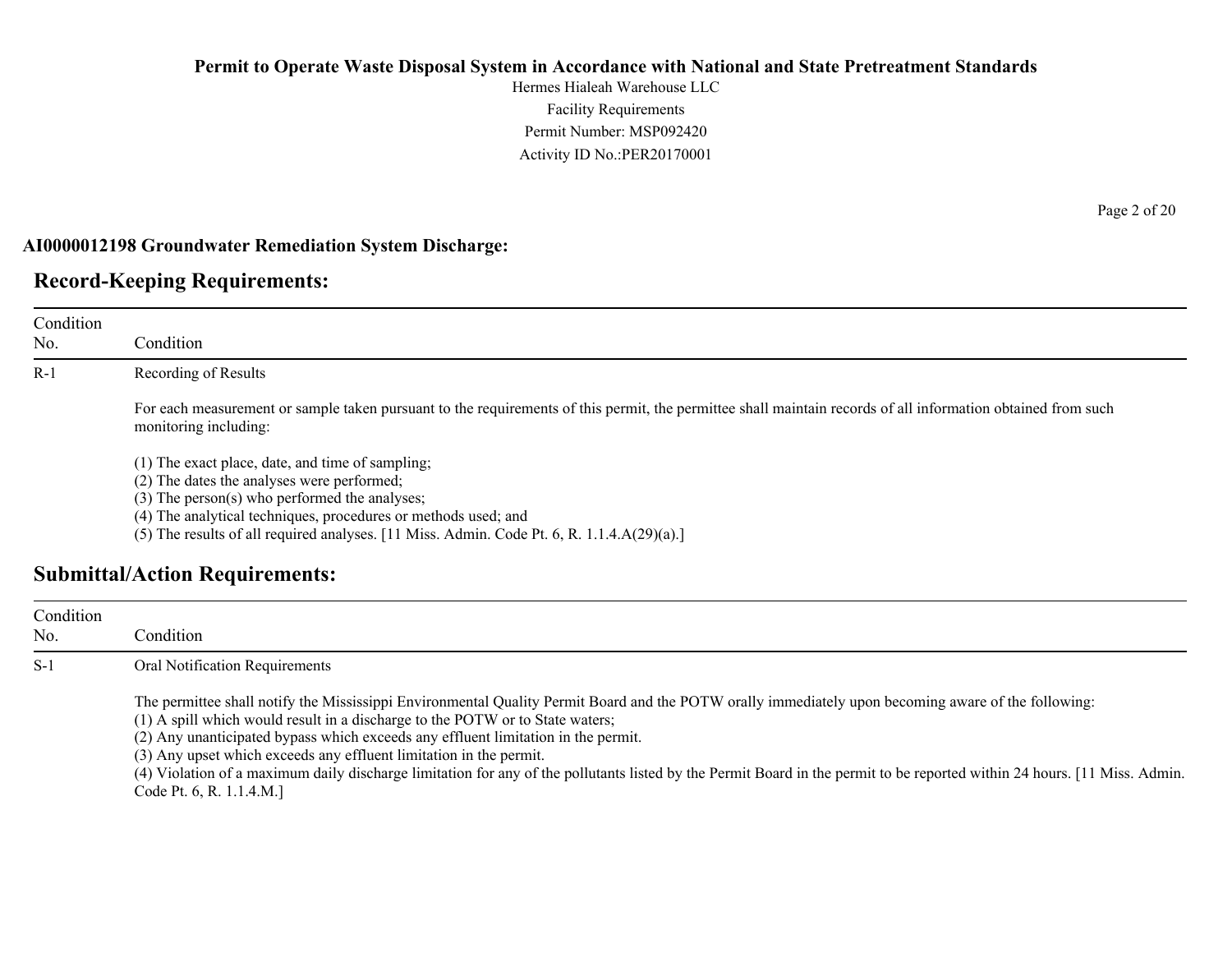**AI0000012198 Groundwater Remediation System Discharge:**

## Record-Keeping Requirements:

| Condition No. | Condition |
|---|---|
| R-1 | Recording of Results<br><br>For each measurement or sample taken pursuant to the requirements of this permit, the permittee shall maintain records of all information obtained from such monitoring including:<br><br>(1) The exact place, date, and time of sampling;<br>(2) The dates the analyses were performed;<br>(3) The person(s) who performed the analyses;<br>(4) The analytical techniques, procedures or methods used; and<br>(5) The results of all required analyses. [11 Miss. Admin. Code Pt. 6, R. 1.1.4.A(29)(a).] |

## Submittal/Action Requirements:

| Condition No. | Condition |
|---|---|
| S-1 | Oral Notification Requirements<br><br>The permittee shall notify the Mississippi Environmental Quality Permit Board and the POTW orally immediately upon becoming aware of the following:<br>(1) A spill which would result in a discharge to the POTW or to State waters;<br>(2) Any unanticipated bypass which exceeds any effluent limitation in the permit.<br>(3) Any upset which exceeds any effluent limitation in the permit.<br>(4) Violation of a maximum daily discharge limitation for any of the pollutants listed by the Permit Board in the permit to be reported within 24 hours. [11 Miss. Admin. Code Pt. 6, R. 1.1.4.M.] |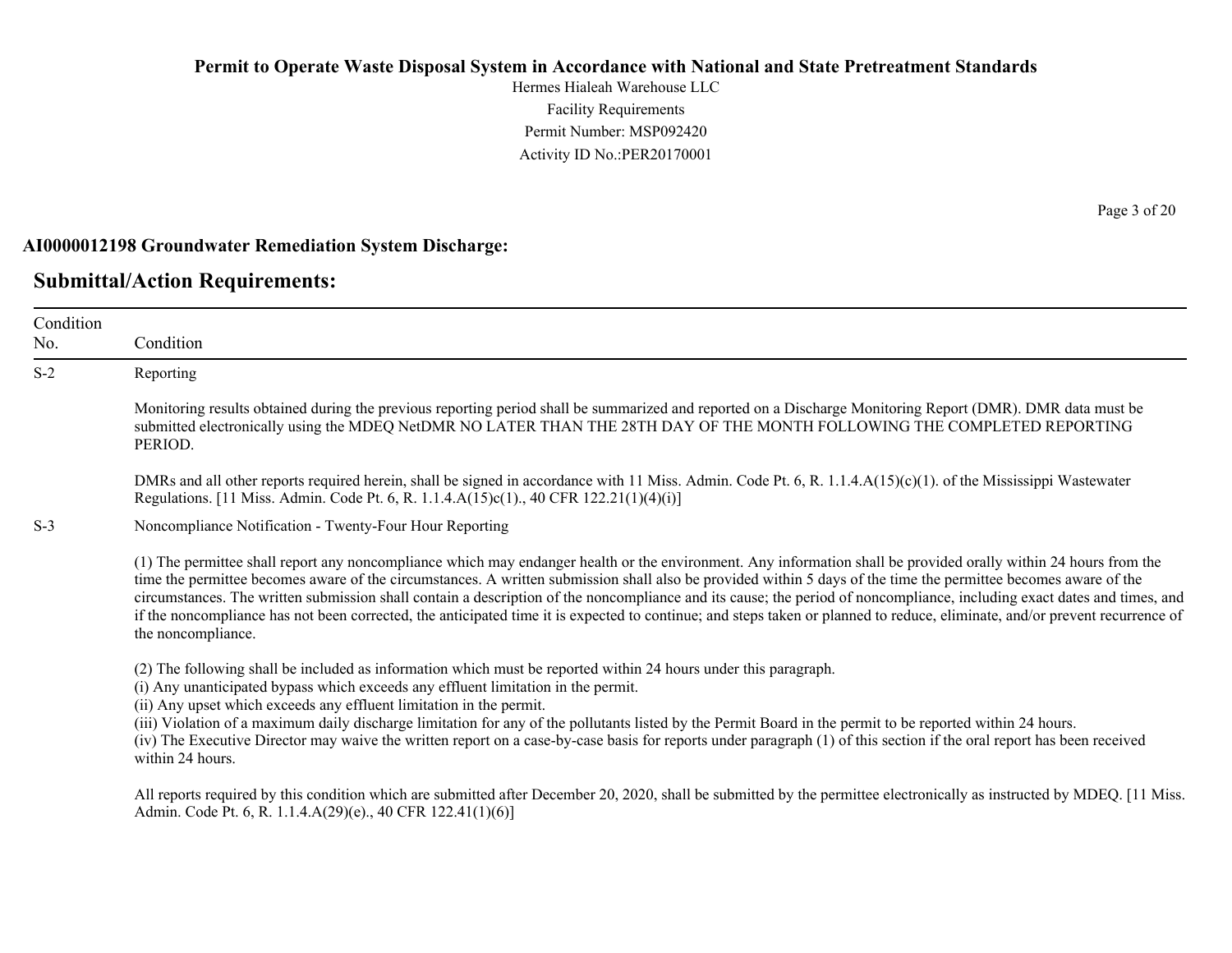**AI0000012198 Groundwater Remediation System Discharge:**

## Submittal/Action Requirements:

| Condition No. | Condition |
|---|---|
| S-2 | Reporting<br><br>Monitoring results obtained during the previous reporting period shall be summarized and reported on a Discharge Monitoring Report (DMR). DMR data must be submitted electronically using the MDEQ NetDMR NO LATER THAN THE 28TH DAY OF THE MONTH FOLLOWING THE COMPLETED REPORTING PERIOD.<br><br>DMRs and all other reports required herein, shall be signed in accordance with 11 Miss. Admin. Code Pt. 6, R. 1.1.4.A(15)(c)(1). of the Mississippi Wastewater Regulations. [11 Miss. Admin. Code Pt. 6, R. 1.1.4.A(15)c(1)., 40 CFR 122.21(1)(4)(i)] |
| S-3 | Noncompliance Notification - Twenty-Four Hour Reporting<br><br>(1) The permittee shall report any noncompliance which may endanger health or the environment. Any information shall be provided orally within 24 hours from the time the permittee becomes aware of the circumstances. A written submission shall also be provided within 5 days of the time the permittee becomes aware of the circumstances. The written submission shall contain a description of the noncompliance and its cause; the period of noncompliance, including exact dates and times, and if the noncompliance has not been corrected, the anticipated time it is expected to continue; and steps taken or planned to reduce, eliminate, and/or prevent recurrence of the noncompliance.<br><br>(2) The following shall be included as information which must be reported within 24 hours under this paragraph.<br>(i) Any unanticipated bypass which exceeds any effluent limitation in the permit.<br>(ii) Any upset which exceeds any effluent limitation in the permit.<br>(iii) Violation of a maximum daily discharge limitation for any of the pollutants listed by the Permit Board in the permit to be reported within 24 hours.<br>(iv) The Executive Director may waive the written report on a case-by-case basis for reports under paragraph (1) of this section if the oral report has been received within 24 hours.<br><br>All reports required by this condition which are submitted after December 20, 2020, shall be submitted by the permittee electronically as instructed by MDEQ. [11 Miss. Admin. Code Pt. 6, R. 1.1.4.A(29)(e)., 40 CFR 122.41(1)(6)] |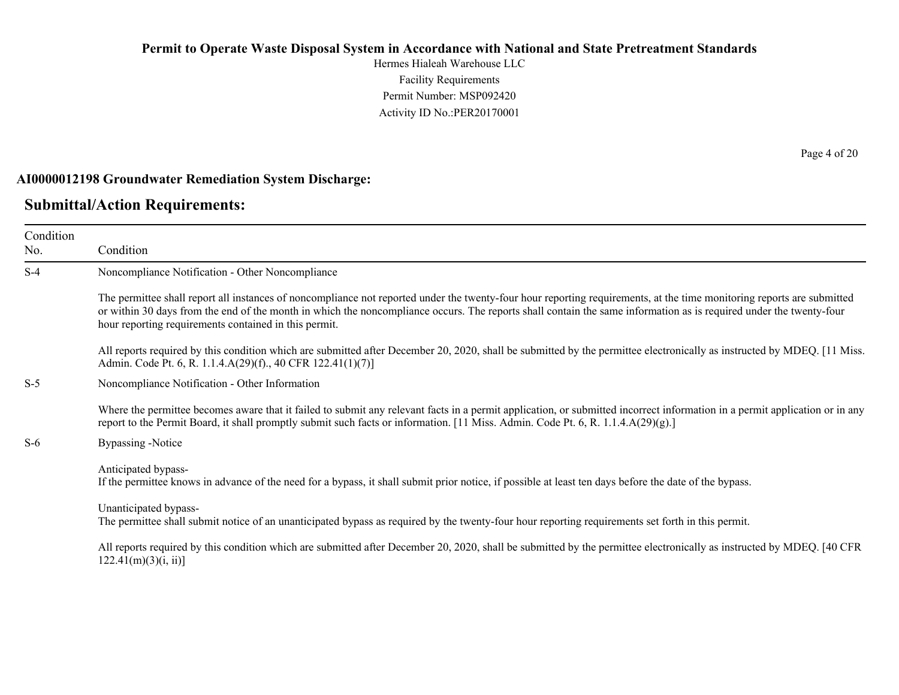**AI0000012198 Groundwater Remediation System Discharge:**

## Submittal/Action Requirements:

| Condition No. | Condition |
|---|---|
| S-4 | Noncompliance Notification - Other Noncompliance<br><br>The permittee shall report all instances of noncompliance not reported under the twenty-four hour reporting requirements, at the time monitoring reports are submitted or within 30 days from the end of the month in which the noncompliance occurs. The reports shall contain the same information as is required under the twenty-four hour reporting requirements contained in this permit.<br><br>All reports required by this condition which are submitted after December 20, 2020, shall be submitted by the permittee electronically as instructed by MDEQ. [11 Miss. Admin. Code Pt. 6, R. 1.1.4.A(29)(f)., 40 CFR 122.41(1)(7)] |
| S-5 | Noncompliance Notification - Other Information<br><br>Where the permittee becomes aware that it failed to submit any relevant facts in a permit application, or submitted incorrect information in a permit application or in any report to the Permit Board, it shall promptly submit such facts or information. [11 Miss. Admin. Code Pt. 6, R. 1.1.4.A(29)(g).] |
| S-6 | Bypassing -Notice<br><br>Anticipated bypass-<br>If the permittee knows in advance of the need for a bypass, it shall submit prior notice, if possible at least ten days before the date of the bypass.<br><br>Unanticipated bypass-<br>The permittee shall submit notice of an unanticipated bypass as required by the twenty-four hour reporting requirements set forth in this permit.<br><br>All reports required by this condition which are submitted after December 20, 2020, shall be submitted by the permittee electronically as instructed by MDEQ. [40 CFR 122.41(m)(3)(i, ii)] |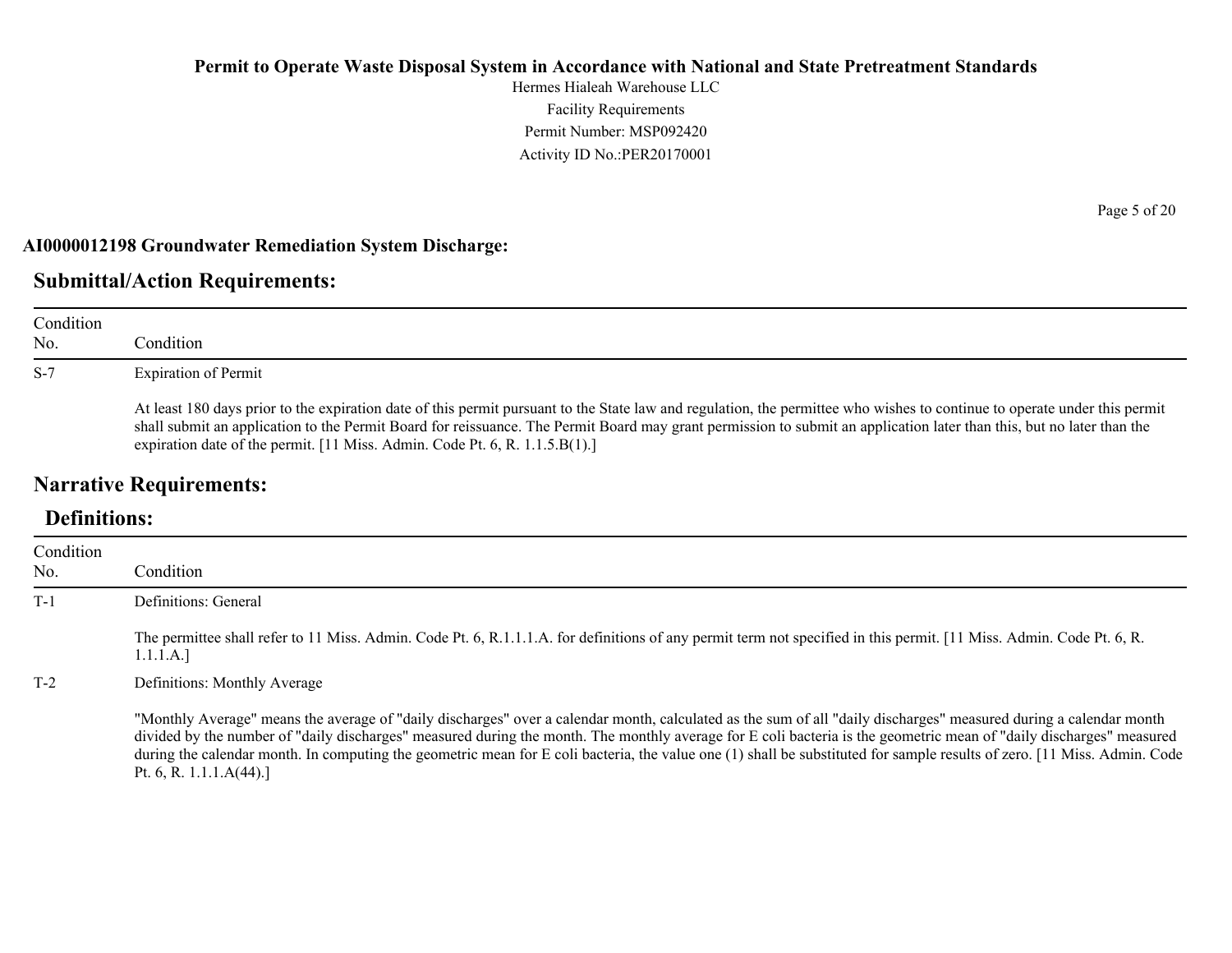**AI0000012198 Groundwater Remediation System Discharge:**

## Submittal/Action Requirements:

| Condition No. | Condition |
| --- | --- |
| S-7 | Expiration of Permit<br><br>At least 180 days prior to the expiration date of this permit pursuant to the State law and regulation, the permittee who wishes to continue to operate under this permit shall submit an application to the Permit Board for reissuance. The Permit Board may grant permission to submit an application later than this, but no later than the expiration date of the permit. [11 Miss. Admin. Code Pt. 6, R. 1.1.5.B(1).] |

## Narrative Requirements:

### Definitions:

| Condition No. | Condition |
| --- | --- |
| T-1 | Definitions: General<br><br>The permittee shall refer to 11 Miss. Admin. Code Pt. 6, R.1.1.1.A. for definitions of any permit term not specified in this permit. [11 Miss. Admin. Code Pt. 6, R. 1.1.1.A.] |
| T-2 | Definitions: Monthly Average<br><br>"Monthly Average" means the average of "daily discharges" over a calendar month, calculated as the sum of all "daily discharges" measured during a calendar month divided by the number of "daily discharges" measured during the month. The monthly average for E coli bacteria is the geometric mean of "daily discharges" measured during the calendar month. In computing the geometric mean for E coli bacteria, the value one (1) shall be substituted for sample results of zero. [11 Miss. Admin. Code Pt. 6, R. 1.1.1.A(44).] |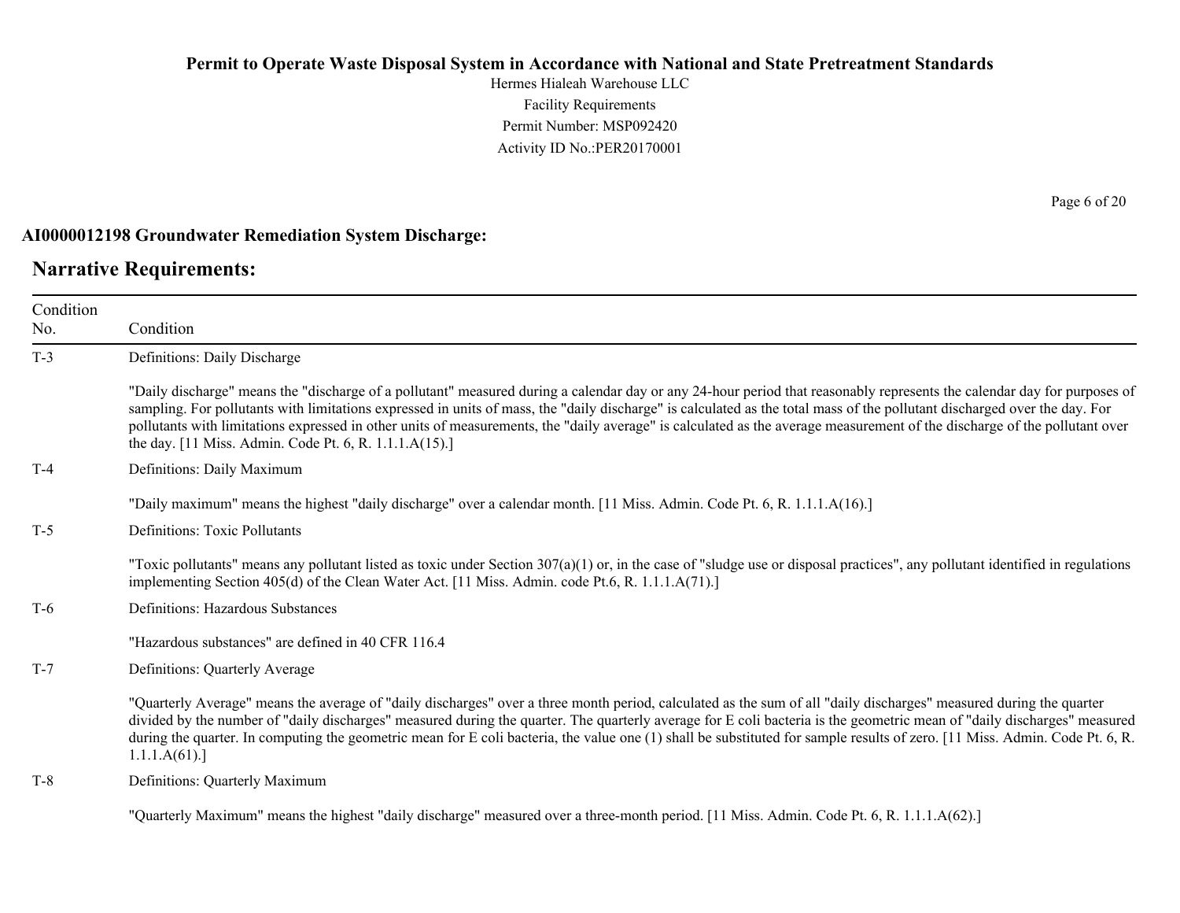**AI0000012198 Groundwater Remediation System Discharge:**

## Narrative Requirements:

| Condition No. | Condition |
|---|---|
| T-3 | Definitions: Daily Discharge<br><br>"Daily discharge" means the "discharge of a pollutant" measured during a calendar day or any 24-hour period that reasonably represents the calendar day for purposes of sampling. For pollutants with limitations expressed in units of mass, the "daily discharge" is calculated as the total mass of the pollutant discharged over the day. For pollutants with limitations expressed in other units of measurements, the "daily average" is calculated as the average measurement of the discharge of the pollutant over the day. [11 Miss. Admin. Code Pt. 6, R. 1.1.1.A(15).] |
| T-4 | Definitions: Daily Maximum<br><br>"Daily maximum" means the highest "daily discharge" over a calendar month. [11 Miss. Admin. Code Pt. 6, R. 1.1.1.A(16).] |
| T-5 | Definitions: Toxic Pollutants<br><br>"Toxic pollutants" means any pollutant listed as toxic under Section 307(a)(1) or, in the case of "sludge use or disposal practices", any pollutant identified in regulations implementing Section 405(d) of the Clean Water Act. [11 Miss. Admin. code Pt.6, R. 1.1.1.A(71).] |
| T-6 | Definitions: Hazardous Substances<br><br>"Hazardous substances" are defined in 40 CFR 116.4 |
| T-7 | Definitions: Quarterly Average<br><br>"Quarterly Average" means the average of "daily discharges" over a three month period, calculated as the sum of all "daily discharges" measured during the quarter divided by the number of "daily discharges" measured during the quarter. The quarterly average for E coli bacteria is the geometric mean of "daily discharges" measured during the quarter. In computing the geometric mean for E coli bacteria, the value one (1) shall be substituted for sample results of zero. [11 Miss. Admin. Code Pt. 6, R. 1.1.1.A(61).] |
| T-8 | Definitions: Quarterly Maximum<br><br>"Quarterly Maximum" means the highest "daily discharge" measured over a three-month period. [11 Miss. Admin. Code Pt. 6, R. 1.1.1.A(62).] |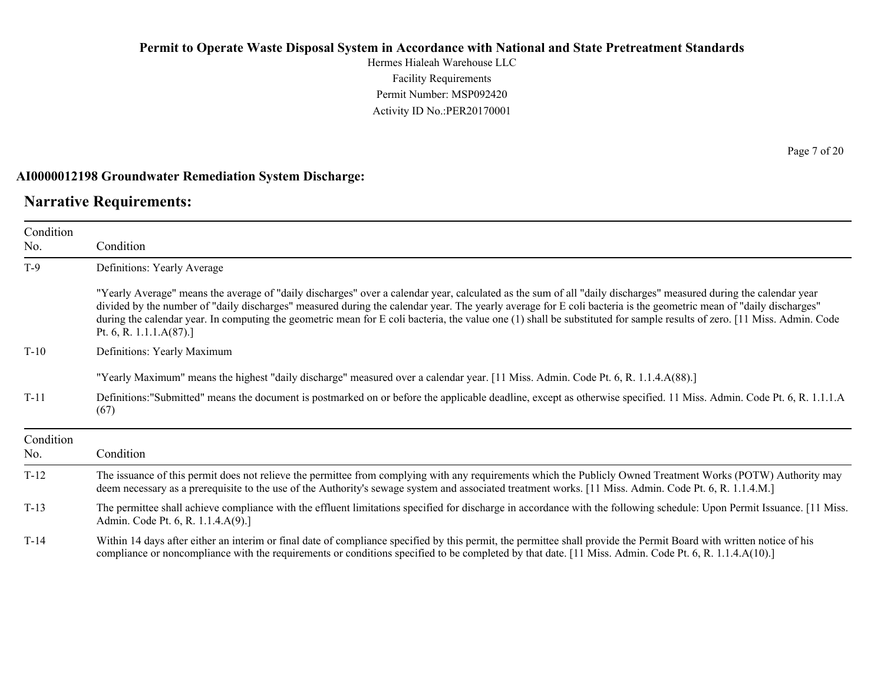**AI0000012198 Groundwater Remediation System Discharge:**

## Narrative Requirements:

| Condition No. | Condition |
|---|---|
| T-9 | Definitions: Yearly Average<br><br>"Yearly Average" means the average of "daily discharges" over a calendar year, calculated as the sum of all "daily discharges" measured during the calendar year divided by the number of "daily discharges" measured during the calendar year. The yearly average for E coli bacteria is the geometric mean of "daily discharges" during the calendar year. In computing the geometric mean for E coli bacteria, the value one (1) shall be substituted for sample results of zero. [11 Miss. Admin. Code Pt. 6, R. 1.1.1.A(87).] |
| T-10 | Definitions: Yearly Maximum<br><br>"Yearly Maximum" means the highest "daily discharge" measured over a calendar year. [11 Miss. Admin. Code Pt. 6, R. 1.1.4.A(88).] |
| T-11 | Definitions:"Submitted" means the document is postmarked on or before the applicable deadline, except as otherwise specified. 11 Miss. Admin. Code Pt. 6, R. 1.1.1.A (67) |

| Condition No. | Condition |
|---|---|
| T-12 | The issuance of this permit does not relieve the permittee from complying with any requirements which the Publicly Owned Treatment Works (POTW) Authority may deem necessary as a prerequisite to the use of the Authority's sewage system and associated treatment works. [11 Miss. Admin. Code Pt. 6, R. 1.1.4.M.] |
| T-13 | The permittee shall achieve compliance with the effluent limitations specified for discharge in accordance with the following schedule: Upon Permit Issuance. [11 Miss. Admin. Code Pt. 6, R. 1.1.4.A(9).] |
| T-14 | Within 14 days after either an interim or final date of compliance specified by this permit, the permittee shall provide the Permit Board with written notice of his compliance or noncompliance with the requirements or conditions specified to be completed by that date. [11 Miss. Admin. Code Pt. 6, R. 1.1.4.A(10).] |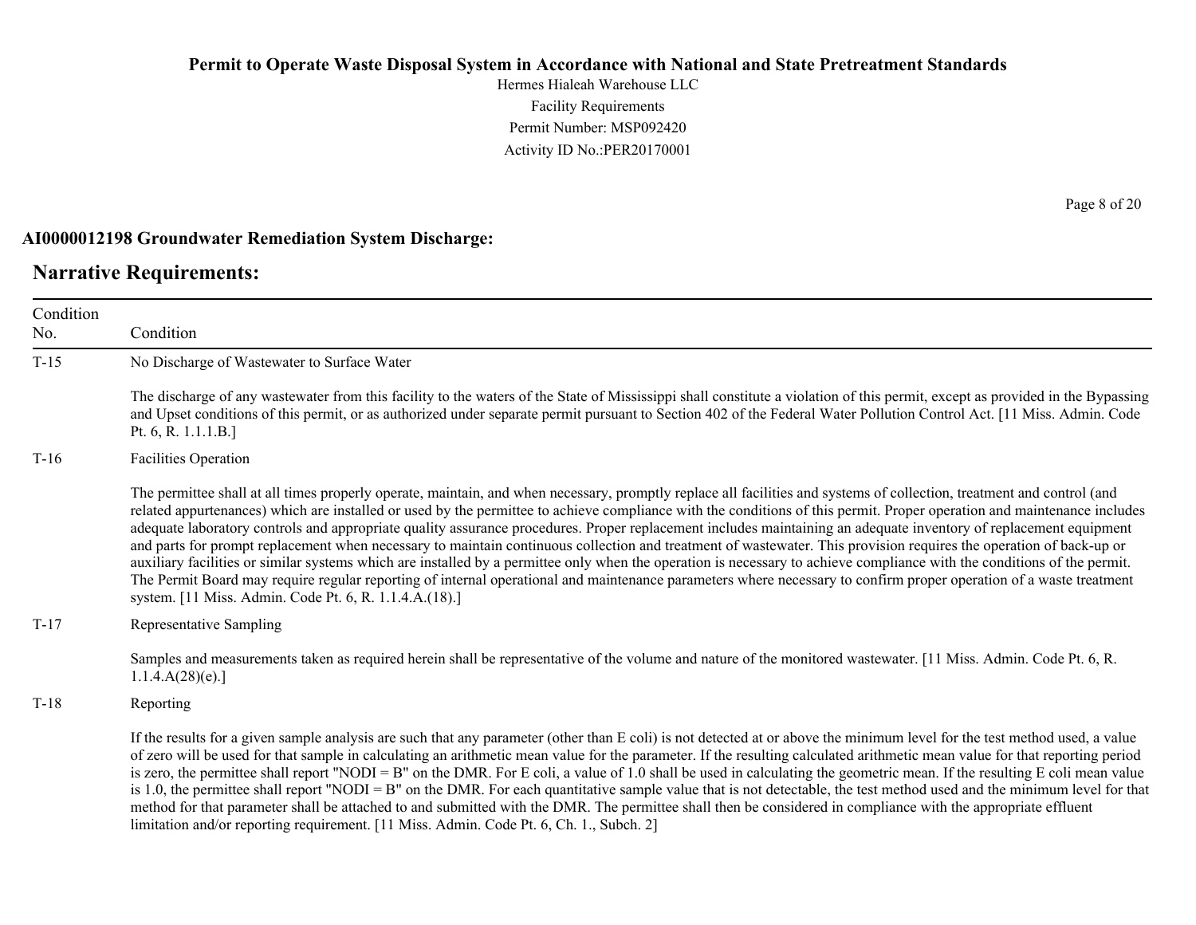## AI0000012198 Groundwater Remediation System Discharge:

## Narrative Requirements:

| Condition No. | Condition |
|---|---|
| T-15 | No Discharge of Wastewater to Surface Water<br><br>The discharge of any wastewater from this facility to the waters of the State of Mississippi shall constitute a violation of this permit, except as provided in the Bypassing and Upset conditions of this permit, or as authorized under separate permit pursuant to Section 402 of the Federal Water Pollution Control Act. [11 Miss. Admin. Code Pt. 6, R. 1.1.1.B.] |
| T-16 | Facilities Operation<br><br>The permittee shall at all times properly operate, maintain, and when necessary, promptly replace all facilities and systems of collection, treatment and control (and related appurtenances) which are installed or used by the permittee to achieve compliance with the conditions of this permit. Proper operation and maintenance includes adequate laboratory controls and appropriate quality assurance procedures. Proper replacement includes maintaining an adequate inventory of replacement equipment and parts for prompt replacement when necessary to maintain continuous collection and treatment of wastewater. This provision requires the operation of back-up or auxiliary facilities or similar systems which are installed by a permittee only when the operation is necessary to achieve compliance with the conditions of the permit. The Permit Board may require regular reporting of internal operational and maintenance parameters where necessary to confirm proper operation of a waste treatment system. [11 Miss. Admin. Code Pt. 6, R. 1.1.4.A.(18).] |
| T-17 | Representative Sampling<br><br>Samples and measurements taken as required herein shall be representative of the volume and nature of the monitored wastewater. [11 Miss. Admin. Code Pt. 6, R. 1.1.4.A(28)(e).] |
| T-18 | Reporting<br><br>If the results for a given sample analysis are such that any parameter (other than E coli) is not detected at or above the minimum level for the test method used, a value of zero will be used for that sample in calculating an arithmetic mean value for the parameter. If the resulting calculated arithmetic mean value for that reporting period is zero, the permittee shall report "NODI = B" on the DMR. For E coli, a value of 1.0 shall be used in calculating the geometric mean. If the resulting E coli mean value is 1.0, the permittee shall report "NODI = B" on the DMR. For each quantitative sample value that is not detectable, the test method used and the minimum level for that method for that parameter shall be attached to and submitted with the DMR. The permittee shall then be considered in compliance with the appropriate effluent limitation and/or reporting requirement. [11 Miss. Admin. Code Pt. 6, Ch. 1., Subch. 2] |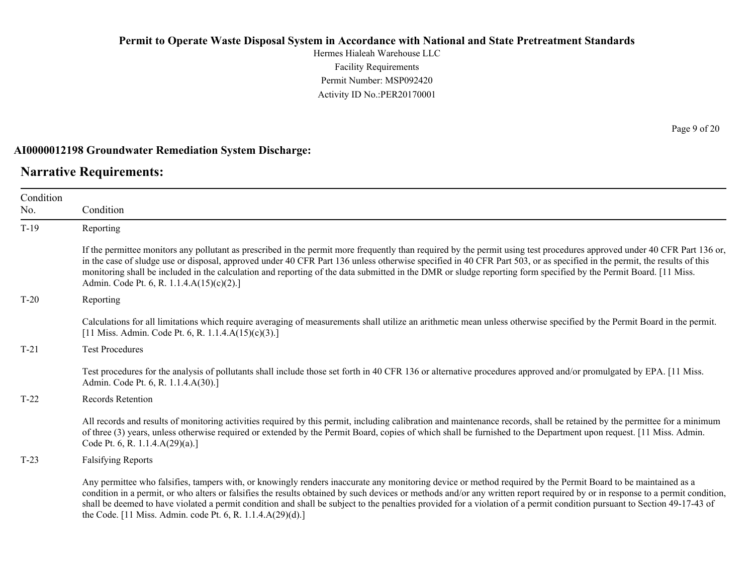**AI0000012198 Groundwater Remediation System Discharge:**

## Narrative Requirements:

| Condition No. | Condition |
| --- | --- |
| T-19 | Reporting<br><br>If the permittee monitors any pollutant as prescribed in the permit more frequently than required by the permit using test procedures approved under 40 CFR Part 136 or, in the case of sludge use or disposal, approved under 40 CFR Part 136 unless otherwise specified in 40 CFR Part 503, or as specified in the permit, the results of this monitoring shall be included in the calculation and reporting of the data submitted in the DMR or sludge reporting form specified by the Permit Board. [11 Miss. Admin. Code Pt. 6, R. 1.1.4.A(15)(c)(2).] |
| T-20 | Reporting<br><br>Calculations for all limitations which require averaging of measurements shall utilize an arithmetic mean unless otherwise specified by the Permit Board in the permit. [11 Miss. Admin. Code Pt. 6, R. 1.1.4.A(15)(c)(3).] |
| T-21 | Test Procedures<br><br>Test procedures for the analysis of pollutants shall include those set forth in 40 CFR 136 or alternative procedures approved and/or promulgated by EPA. [11 Miss. Admin. Code Pt. 6, R. 1.1.4.A(30).] |
| T-22 | Records Retention<br><br>All records and results of monitoring activities required by this permit, including calibration and maintenance records, shall be retained by the permittee for a minimum of three (3) years, unless otherwise required or extended by the Permit Board, copies of which shall be furnished to the Department upon request. [11 Miss. Admin. Code Pt. 6, R. 1.1.4.A(29)(a).] |
| T-23 | Falsifying Reports<br><br>Any permittee who falsifies, tampers with, or knowingly renders inaccurate any monitoring device or method required by the Permit Board to be maintained as a condition in a permit, or who alters or falsifies the results obtained by such devices or methods and/or any written report required by or in response to a permit condition, shall be deemed to have violated a permit condition and shall be subject to the penalties provided for a violation of a permit condition pursuant to Section 49-17-43 of the Code. [11 Miss. Admin. code Pt. 6, R. 1.1.4.A(29)(d).] |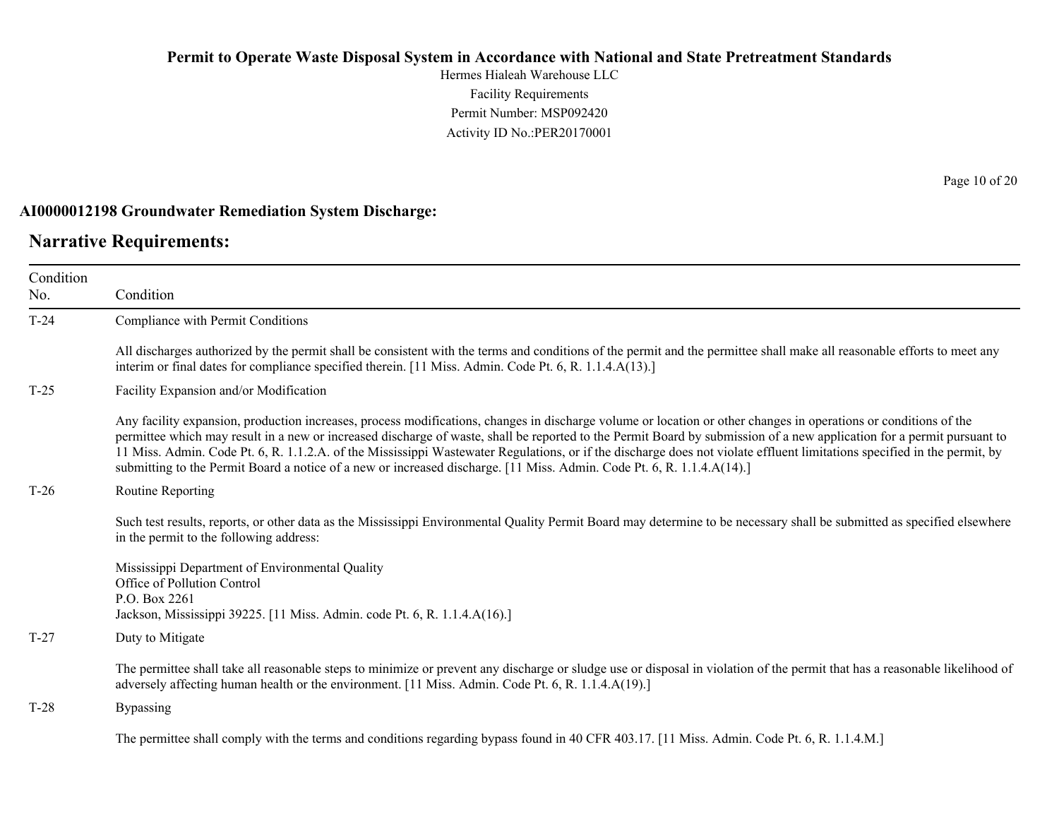**AI0000012198 Groundwater Remediation System Discharge:**

## Narrative Requirements:

| Condition No. | Condition |
|---|---|
| T-24 | Compliance with Permit Conditions<br><br>All discharges authorized by the permit shall be consistent with the terms and conditions of the permit and the permittee shall make all reasonable efforts to meet any interim or final dates for compliance specified therein. [11 Miss. Admin. Code Pt. 6, R. 1.1.4.A(13).] |
| T-25 | Facility Expansion and/or Modification<br><br>Any facility expansion, production increases, process modifications, changes in discharge volume or location or other changes in operations or conditions of the permittee which may result in a new or increased discharge of waste, shall be reported to the Permit Board by submission of a new application for a permit pursuant to 11 Miss. Admin. Code Pt. 6, R. 1.1.2.A. of the Mississippi Wastewater Regulations, or if the discharge does not violate effluent limitations specified in the permit, by submitting to the Permit Board a notice of a new or increased discharge. [11 Miss. Admin. Code Pt. 6, R. 1.1.4.A(14).] |
| T-26 | Routine Reporting<br><br>Such test results, reports, or other data as the Mississippi Environmental Quality Permit Board may determine to be necessary shall be submitted as specified elsewhere in the permit to the following address:<br><br>Mississippi Department of Environmental Quality<br>Office of Pollution Control<br>P.O. Box 2261<br>Jackson, Mississippi 39225. [11 Miss. Admin. code Pt. 6, R. 1.1.4.A(16).] |
| T-27 | Duty to Mitigate<br><br>The permittee shall take all reasonable steps to minimize or prevent any discharge or sludge use or disposal in violation of the permit that has a reasonable likelihood of adversely affecting human health or the environment. [11 Miss. Admin. Code Pt. 6, R. 1.1.4.A(19).] |
| T-28 | Bypassing<br><br>The permittee shall comply with the terms and conditions regarding bypass found in 40 CFR 403.17. [11 Miss. Admin. Code Pt. 6, R. 1.1.4.M.] |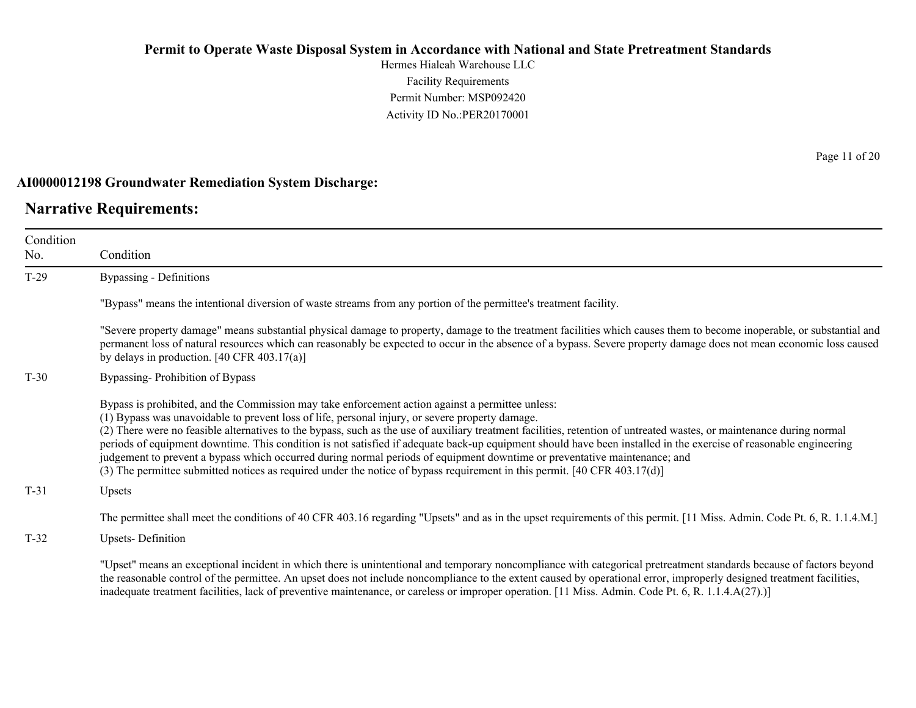**Permit to Operate Waste Disposal System in Accordance with National and State Pretreatment Standards**

Hermes Hialeah Warehouse LLC
Facility Requirements
Permit Number: MSP092420
Activity ID No.:PER20170001

**AI0000012198 Groundwater Remediation System Discharge:**

## Narrative Requirements:

| Condition No. | Condition |
|---|---|
| T-29 | Bypassing - Definitions<br><br>"Bypass" means the intentional diversion of waste streams from any portion of the permittee's treatment facility.<br><br>"Severe property damage" means substantial physical damage to property, damage to the treatment facilities which causes them to become inoperable, or substantial and permanent loss of natural resources which can reasonably be expected to occur in the absence of a bypass. Severe property damage does not mean economic loss caused by delays in production. [40 CFR 403.17(a)] |
| T-30 | Bypassing- Prohibition of Bypass<br><br>Bypass is prohibited, and the Commission may take enforcement action against a permittee unless:<br>(1) Bypass was unavoidable to prevent loss of life, personal injury, or severe property damage.<br>(2) There were no feasible alternatives to the bypass, such as the use of auxiliary treatment facilities, retention of untreated wastes, or maintenance during normal periods of equipment downtime. This condition is not satisfied if adequate back-up equipment should have been installed in the exercise of reasonable engineering judgement to prevent a bypass which occurred during normal periods of equipment downtime or preventative maintenance; and<br>(3) The permittee submitted notices as required under the notice of bypass requirement in this permit. [40 CFR 403.17(d)] |
| T-31 | Upsets<br><br>The permittee shall meet the conditions of 40 CFR 403.16 regarding "Upsets" and as in the upset requirements of this permit. [11 Miss. Admin. Code Pt. 6, R. 1.1.4.M.] |
| T-32 | Upsets- Definition<br><br>"Upset" means an exceptional incident in which there is unintentional and temporary noncompliance with categorical pretreatment standards because of factors beyond the reasonable control of the permittee. An upset does not include noncompliance to the extent caused by operational error, improperly designed treatment facilities, inadequate treatment facilities, lack of preventive maintenance, or careless or improper operation. [11 Miss. Admin. Code Pt. 6, R. 1.1.4.A(27).)] |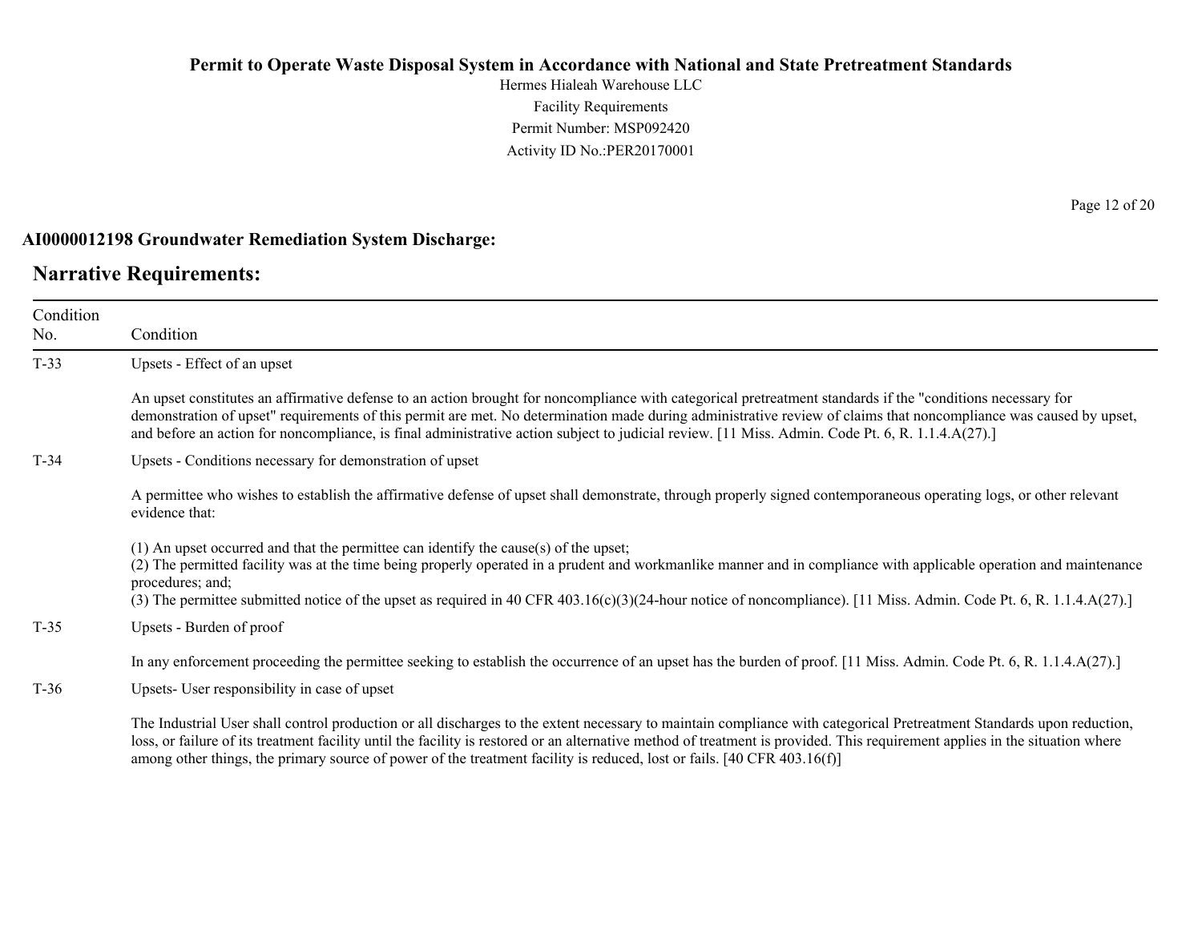**AI0000012198 Groundwater Remediation System Discharge:**

## Narrative Requirements:

| Condition No. | Condition |
|---|---|
| T-33 | Upsets - Effect of an upset<br><br>An upset constitutes an affirmative defense to an action brought for noncompliance with categorical pretreatment standards if the "conditions necessary for demonstration of upset" requirements of this permit are met. No determination made during administrative review of claims that noncompliance was caused by upset, and before an action for noncompliance, is final administrative action subject to judicial review. [11 Miss. Admin. Code Pt. 6, R. 1.1.4.A(27).] |
| T-34 | Upsets - Conditions necessary for demonstration of upset<br><br>A permittee who wishes to establish the affirmative defense of upset shall demonstrate, through properly signed contemporaneous operating logs, or other relevant evidence that:<br><br>(1) An upset occurred and that the permittee can identify the cause(s) of the upset;<br>(2) The permitted facility was at the time being properly operated in a prudent and workmanlike manner and in compliance with applicable operation and maintenance procedures; and;<br>(3) The permittee submitted notice of the upset as required in 40 CFR 403.16(c)(3)(24-hour notice of noncompliance). [11 Miss. Admin. Code Pt. 6, R. 1.1.4.A(27).] |
| T-35 | Upsets - Burden of proof<br><br>In any enforcement proceeding the permittee seeking to establish the occurrence of an upset has the burden of proof. [11 Miss. Admin. Code Pt. 6, R. 1.1.4.A(27).] |
| T-36 | Upsets- User responsibility in case of upset<br><br>The Industrial User shall control production or all discharges to the extent necessary to maintain compliance with categorical Pretreatment Standards upon reduction, loss, or failure of its treatment facility until the facility is restored or an alternative method of treatment is provided. This requirement applies in the situation where among other things, the primary source of power of the treatment facility is reduced, lost or fails. [40 CFR 403.16(f)] |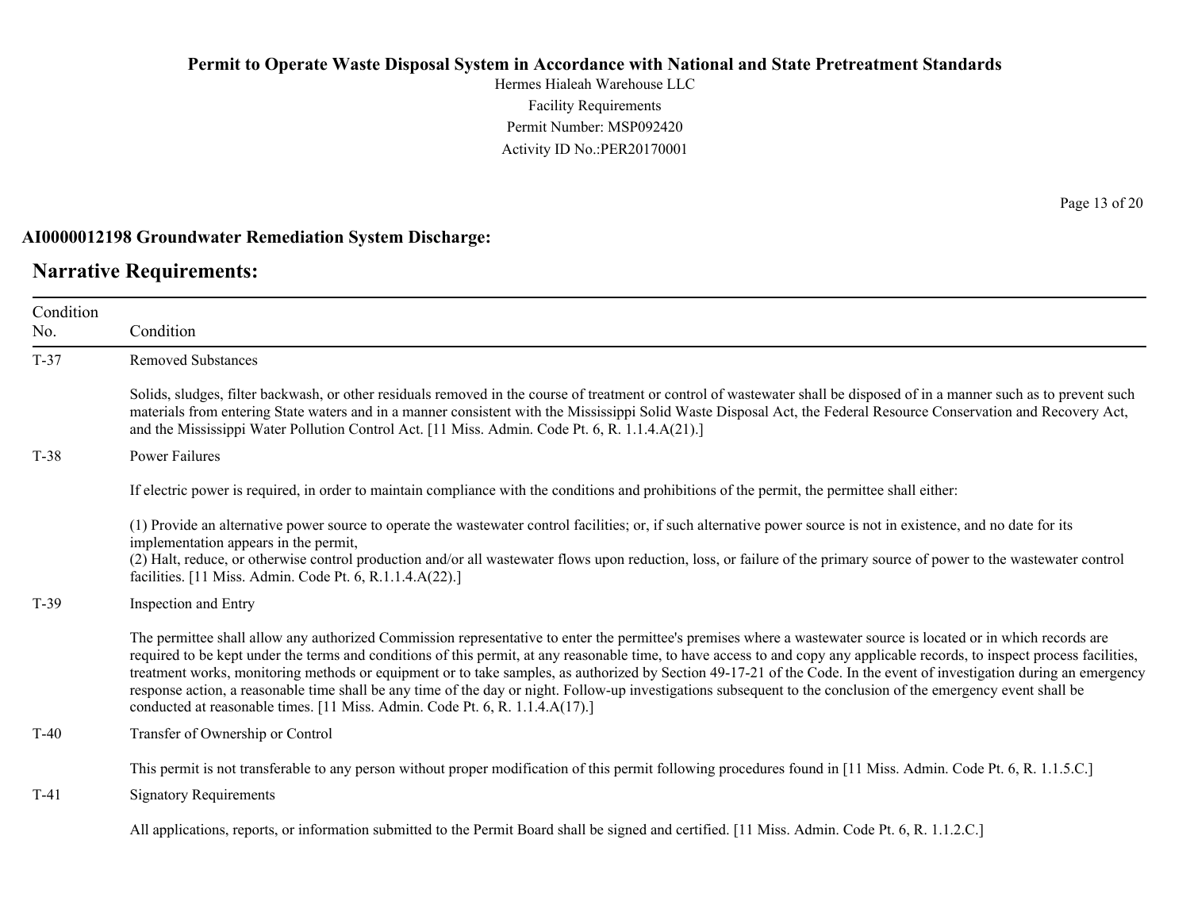**AI0000012198 Groundwater Remediation System Discharge:**

## Narrative Requirements:

| Condition No. | Condition |
|---|---|
| T-37 | Removed Substances<br><br>Solids, sludges, filter backwash, or other residuals removed in the course of treatment or control of wastewater shall be disposed of in a manner such as to prevent such materials from entering State waters and in a manner consistent with the Mississippi Solid Waste Disposal Act, the Federal Resource Conservation and Recovery Act, and the Mississippi Water Pollution Control Act. [11 Miss. Admin. Code Pt. 6, R. 1.1.4.A(21).] |
| T-38 | Power Failures<br><br>If electric power is required, in order to maintain compliance with the conditions and prohibitions of the permit, the permittee shall either:<br><br>(1) Provide an alternative power source to operate the wastewater control facilities; or, if such alternative power source is not in existence, and no date for its implementation appears in the permit,<br>(2) Halt, reduce, or otherwise control production and/or all wastewater flows upon reduction, loss, or failure of the primary source of power to the wastewater control facilities. [11 Miss. Admin. Code Pt. 6, R.1.1.4.A(22).] |
| T-39 | Inspection and Entry<br><br>The permittee shall allow any authorized Commission representative to enter the permittee's premises where a wastewater source is located or in which records are required to be kept under the terms and conditions of this permit, at any reasonable time, to have access to and copy any applicable records, to inspect process facilities, treatment works, monitoring methods or equipment or to take samples, as authorized by Section 49-17-21 of the Code. In the event of investigation during an emergency response action, a reasonable time shall be any time of the day or night. Follow-up investigations subsequent to the conclusion of the emergency event shall be conducted at reasonable times. [11 Miss. Admin. Code Pt. 6, R. 1.1.4.A(17).] |
| T-40 | Transfer of Ownership or Control<br><br>This permit is not transferable to any person without proper modification of this permit following procedures found in [11 Miss. Admin. Code Pt. 6, R. 1.1.5.C.] |
| T-41 | Signatory Requirements<br><br>All applications, reports, or information submitted to the Permit Board shall be signed and certified. [11 Miss. Admin. Code Pt. 6, R. 1.1.2.C.] |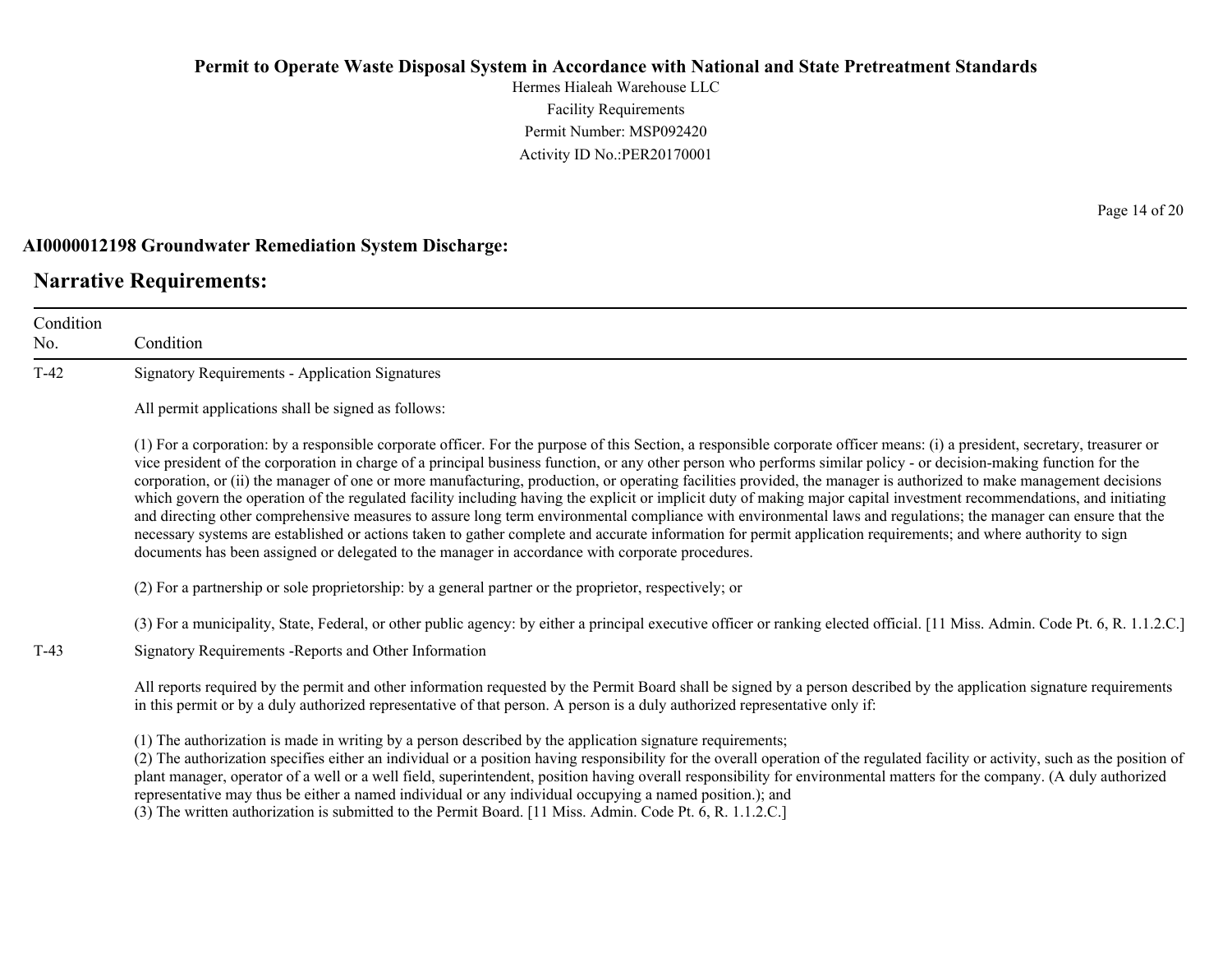**AI0000012198 Groundwater Remediation System Discharge:**

## Narrative Requirements:

| Condition No. | Condition |
|---|---|
| T-42 | Signatory Requirements - Application Signatures<br><br>All permit applications shall be signed as follows:<br><br>(1) For a corporation: by a responsible corporate officer. For the purpose of this Section, a responsible corporate officer means: (i) a president, secretary, treasurer or vice president of the corporation in charge of a principal business function, or any other person who performs similar policy - or decision-making function for the corporation, or (ii) the manager of one or more manufacturing, production, or operating facilities provided, the manager is authorized to make management decisions which govern the operation of the regulated facility including having the explicit or implicit duty of making major capital investment recommendations, and initiating and directing other comprehensive measures to assure long term environmental compliance with environmental laws and regulations; the manager can ensure that the necessary systems are established or actions taken to gather complete and accurate information for permit application requirements; and where authority to sign documents has been assigned or delegated to the manager in accordance with corporate procedures.<br><br>(2) For a partnership or sole proprietorship: by a general partner or the proprietor, respectively; or<br><br>(3) For a municipality, State, Federal, or other public agency: by either a principal executive officer or ranking elected official. [11 Miss. Admin. Code Pt. 6, R. 1.1.2.C.] |
| T-43 | Signatory Requirements -Reports and Other Information<br><br>All reports required by the permit and other information requested by the Permit Board shall be signed by a person described by the application signature requirements in this permit or by a duly authorized representative of that person. A person is a duly authorized representative only if:<br><br>(1) The authorization is made in writing by a person described by the application signature requirements;<br>(2) The authorization specifies either an individual or a position having responsibility for the overall operation of the regulated facility or activity, such as the position of plant manager, operator of a well or a well field, superintendent, position having overall responsibility for environmental matters for the company. (A duly authorized representative may thus be either a named individual or any individual occupying a named position.); and<br>(3) The written authorization is submitted to the Permit Board. [11 Miss. Admin. Code Pt. 6, R. 1.1.2.C.] |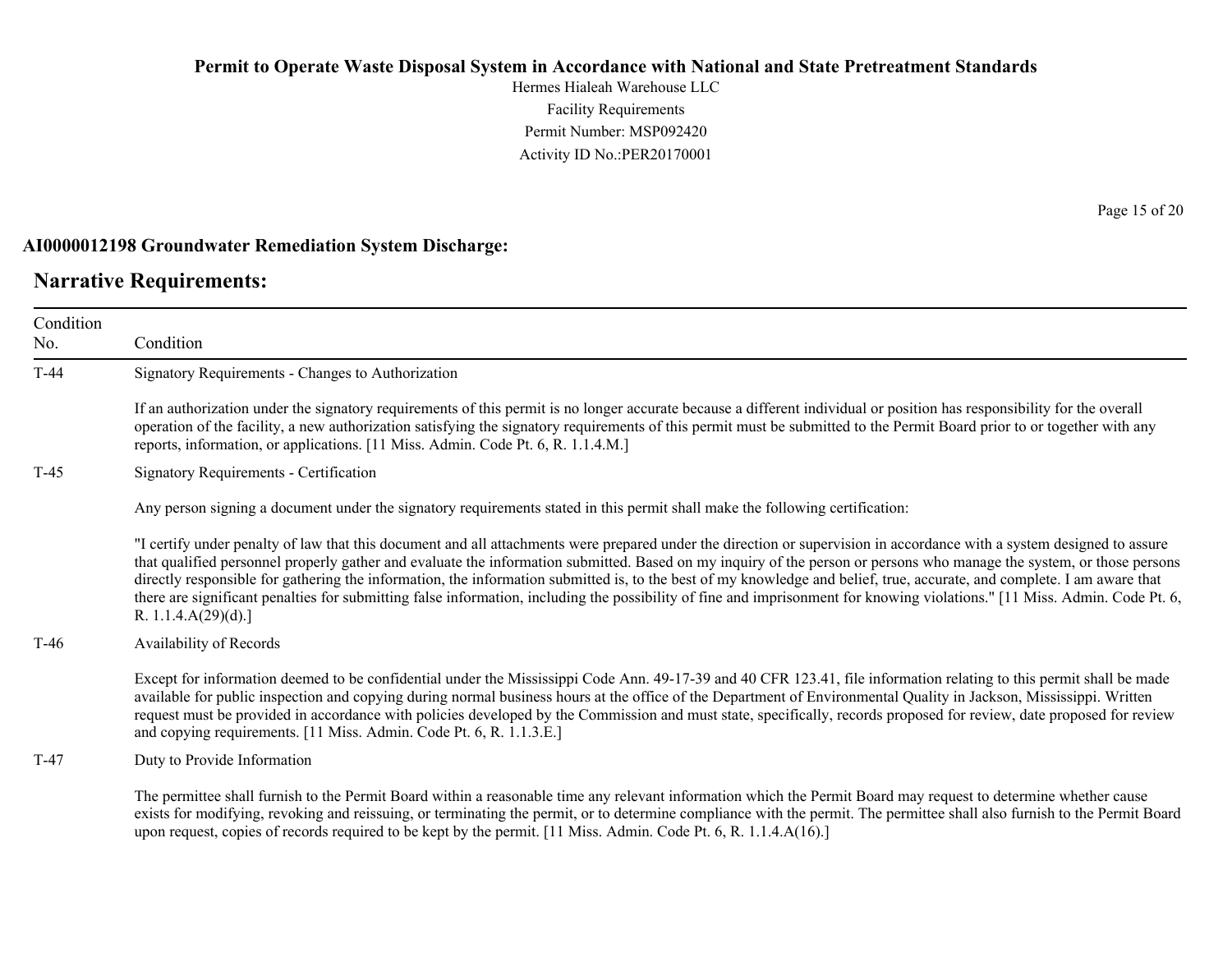## AI0000012198 Groundwater Remediation System Discharge:

## Narrative Requirements:

| Condition No. | Condition |
|---|---|
| T-44 | Signatory Requirements - Changes to Authorization<br><br>If an authorization under the signatory requirements of this permit is no longer accurate because a different individual or position has responsibility for the overall operation of the facility, a new authorization satisfying the signatory requirements of this permit must be submitted to the Permit Board prior to or together with any reports, information, or applications. [11 Miss. Admin. Code Pt. 6, R. 1.1.4.M.] |
| T-45 | Signatory Requirements - Certification<br><br>Any person signing a document under the signatory requirements stated in this permit shall make the following certification:<br><br>"I certify under penalty of law that this document and all attachments were prepared under the direction or supervision in accordance with a system designed to assure that qualified personnel properly gather and evaluate the information submitted. Based on my inquiry of the person or persons who manage the system, or those persons directly responsible for gathering the information, the information submitted is, to the best of my knowledge and belief, true, accurate, and complete. I am aware that there are significant penalties for submitting false information, including the possibility of fine and imprisonment for knowing violations." [11 Miss. Admin. Code Pt. 6, R. 1.1.4.A(29)(d).] |
| T-46 | Availability of Records<br><br>Except for information deemed to be confidential under the Mississippi Code Ann. 49-17-39 and 40 CFR 123.41, file information relating to this permit shall be made available for public inspection and copying during normal business hours at the office of the Department of Environmental Quality in Jackson, Mississippi. Written request must be provided in accordance with policies developed by the Commission and must state, specifically, records proposed for review, date proposed for review and copying requirements. [11 Miss. Admin. Code Pt. 6, R. 1.1.3.E.] |
| T-47 | Duty to Provide Information<br><br>The permittee shall furnish to the Permit Board within a reasonable time any relevant information which the Permit Board may request to determine whether cause exists for modifying, revoking and reissuing, or terminating the permit, or to determine compliance with the permit. The permittee shall also furnish to the Permit Board upon request, copies of records required to be kept by the permit. [11 Miss. Admin. Code Pt. 6, R. 1.1.4.A(16).] |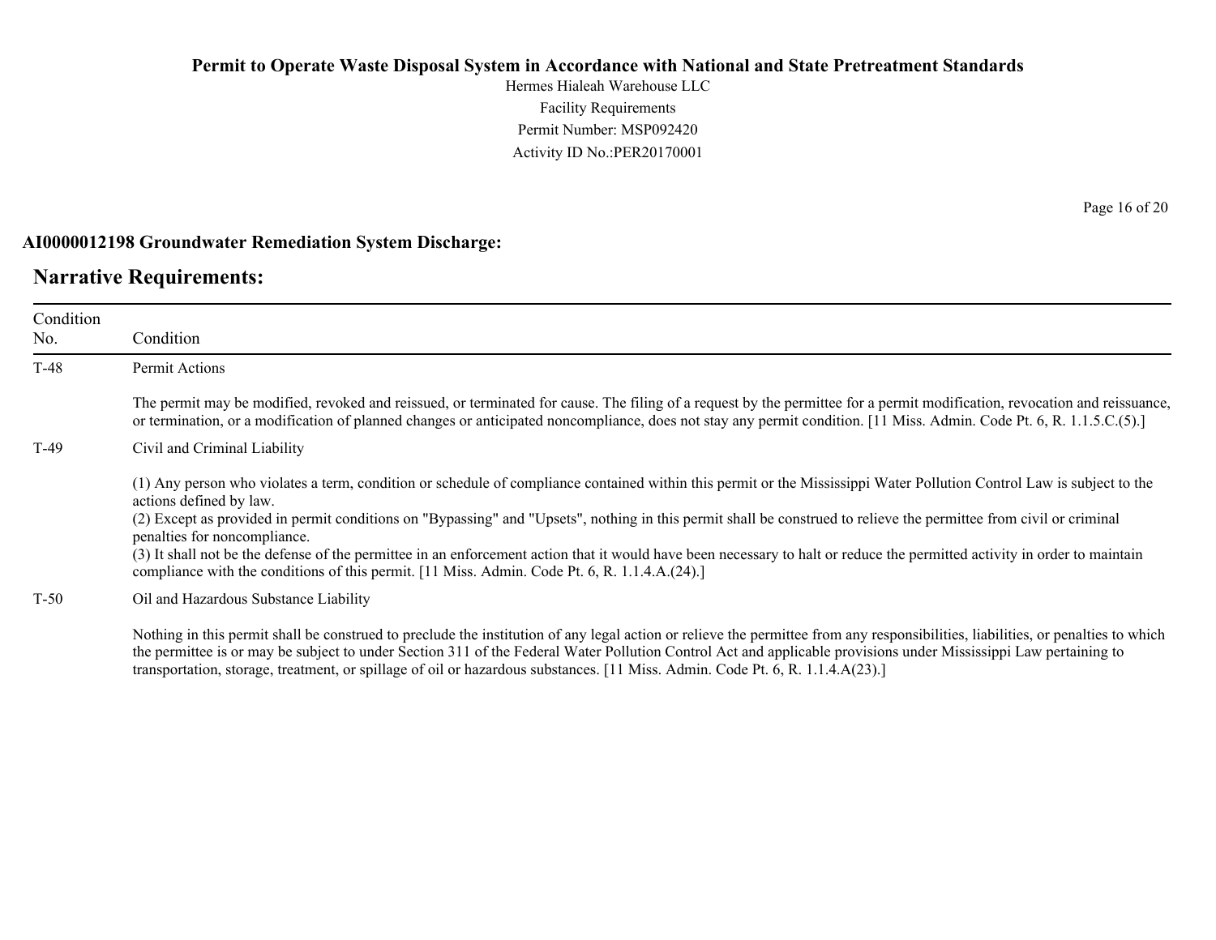## AI0000012198 Groundwater Remediation System Discharge:

## Narrative Requirements:

| Condition No. | Condition |
| --- | --- |
| T-48 | Permit Actions<br><br>The permit may be modified, revoked and reissued, or terminated for cause. The filing of a request by the permittee for a permit modification, revocation and reissuance, or termination, or a modification of planned changes or anticipated noncompliance, does not stay any permit condition. [11 Miss. Admin. Code Pt. 6, R. 1.1.5.C.(5).] |
| T-49 | Civil and Criminal Liability<br><br>(1) Any person who violates a term, condition or schedule of compliance contained within this permit or the Mississippi Water Pollution Control Law is subject to the actions defined by law.<br>(2) Except as provided in permit conditions on "Bypassing" and "Upsets", nothing in this permit shall be construed to relieve the permittee from civil or criminal penalties for noncompliance.<br>(3) It shall not be the defense of the permittee in an enforcement action that it would have been necessary to halt or reduce the permitted activity in order to maintain compliance with the conditions of this permit. [11 Miss. Admin. Code Pt. 6, R. 1.1.4.A.(24).] |
| T-50 | Oil and Hazardous Substance Liability<br><br>Nothing in this permit shall be construed to preclude the institution of any legal action or relieve the permittee from any responsibilities, liabilities, or penalties to which the permittee is or may be subject to under Section 311 of the Federal Water Pollution Control Act and applicable provisions under Mississippi Law pertaining to transportation, storage, treatment, or spillage of oil or hazardous substances. [11 Miss. Admin. Code Pt. 6, R. 1.1.4.A(23).] |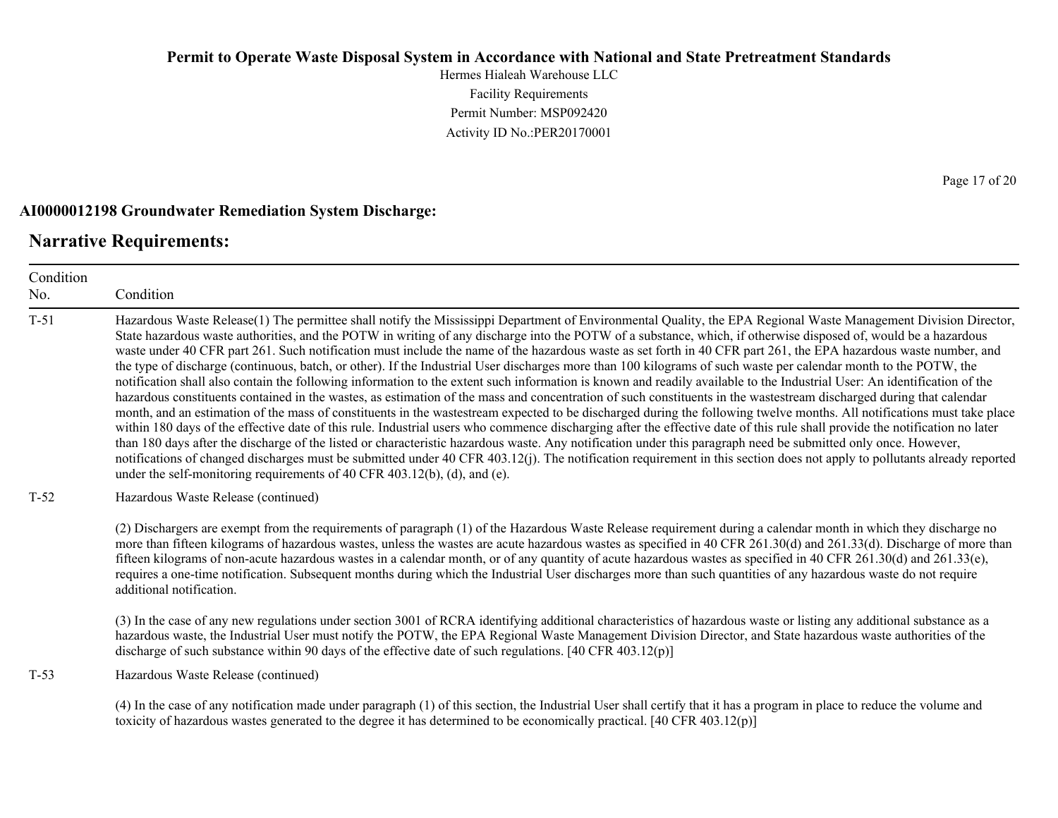**AI0000012198 Groundwater Remediation System Discharge:**

## Narrative Requirements:

| Condition No. | Condition |
|---|---|
| T-51 | Hazardous Waste Release(1) The permittee shall notify the Mississippi Department of Environmental Quality, the EPA Regional Waste Management Division Director, State hazardous waste authorities, and the POTW in writing of any discharge into the POTW of a substance, which, if otherwise disposed of, would be a hazardous waste under 40 CFR part 261. Such notification must include the name of the hazardous waste as set forth in 40 CFR part 261, the EPA hazardous waste number, and the type of discharge (continuous, batch, or other). If the Industrial User discharges more than 100 kilograms of such waste per calendar month to the POTW, the notification shall also contain the following information to the extent such information is known and readily available to the Industrial User: An identification of the hazardous constituents contained in the wastes, as estimation of the mass and concentration of such constituents in the wastestream discharged during that calendar month, and an estimation of the mass of constituents in the wastestream expected to be discharged during the following twelve months. All notifications must take place within 180 days of the effective date of this rule. Industrial users who commence discharging after the effective date of this rule shall provide the notification no later than 180 days after the discharge of the listed or characteristic hazardous waste. Any notification under this paragraph need be submitted only once. However, notifications of changed discharges must be submitted under 40 CFR 403.12(j). The notification requirement in this section does not apply to pollutants already reported under the self-monitoring requirements of 40 CFR 403.12(b), (d), and (e). |
| T-52 | Hazardous Waste Release (continued)<br><br>(2) Dischargers are exempt from the requirements of paragraph (1) of the Hazardous Waste Release requirement during a calendar month in which they discharge no more than fifteen kilograms of hazardous wastes, unless the wastes are acute hazardous wastes as specified in 40 CFR 261.30(d) and 261.33(d). Discharge of more than fifteen kilograms of non-acute hazardous wastes in a calendar month, or of any quantity of acute hazardous wastes as specified in 40 CFR 261.30(d) and 261.33(e), requires a one-time notification. Subsequent months during which the Industrial User discharges more than such quantities of any hazardous waste do not require additional notification.<br><br>(3) In the case of any new regulations under section 3001 of RCRA identifying additional characteristics of hazardous waste or listing any additional substance as a hazardous waste, the Industrial User must notify the POTW, the EPA Regional Waste Management Division Director, and State hazardous waste authorities of the discharge of such substance within 90 days of the effective date of such regulations. [40 CFR 403.12(p)] |
| T-53 | Hazardous Waste Release (continued)<br><br>(4) In the case of any notification made under paragraph (1) of this section, the Industrial User shall certify that it has a program in place to reduce the volume and toxicity of hazardous wastes generated to the degree it has determined to be economically practical. [40 CFR 403.12(p)] |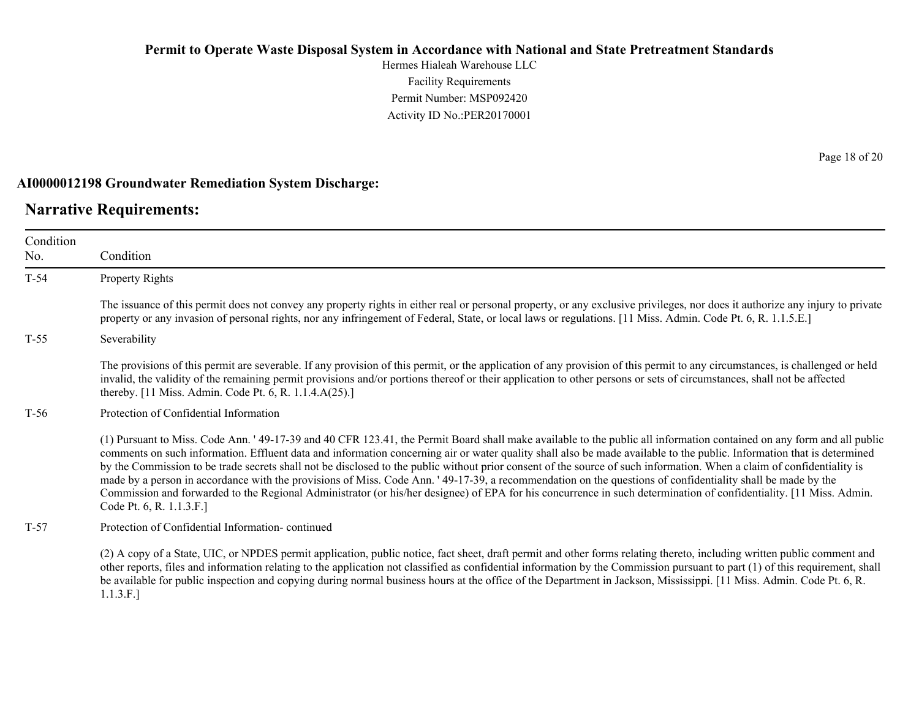## AI0000012198 Groundwater Remediation System Discharge:

## Narrative Requirements:

| Condition No. | Condition |
|---|---|
| T-54 | Property Rights<br><br>The issuance of this permit does not convey any property rights in either real or personal property, or any exclusive privileges, nor does it authorize any injury to private property or any invasion of personal rights, nor any infringement of Federal, State, or local laws or regulations. [11 Miss. Admin. Code Pt. 6, R. 1.1.5.E.] |
| T-55 | Severability<br><br>The provisions of this permit are severable. If any provision of this permit, or the application of any provision of this permit to any circumstances, is challenged or held invalid, the validity of the remaining permit provisions and/or portions thereof or their application to other persons or sets of circumstances, shall not be affected thereby. [11 Miss. Admin. Code Pt. 6, R. 1.1.4.A(25).] |
| T-56 | Protection of Confidential Information<br><br>(1) Pursuant to Miss. Code Ann. ' 49-17-39 and 40 CFR 123.41, the Permit Board shall make available to the public all information contained on any form and all public comments on such information. Effluent data and information concerning air or water quality shall also be made available to the public. Information that is determined by the Commission to be trade secrets shall not be disclosed to the public without prior consent of the source of such information. When a claim of confidentiality is made by a person in accordance with the provisions of Miss. Code Ann. ' 49-17-39, a recommendation on the questions of confidentiality shall be made by the Commission and forwarded to the Regional Administrator (or his/her designee) of EPA for his concurrence in such determination of confidentiality. [11 Miss. Admin. Code Pt. 6, R. 1.1.3.F.] |
| T-57 | Protection of Confidential Information- continued<br><br>(2) A copy of a State, UIC, or NPDES permit application, public notice, fact sheet, draft permit and other forms relating thereto, including written public comment and other reports, files and information relating to the application not classified as confidential information by the Commission pursuant to part (1) of this requirement, shall be available for public inspection and copying during normal business hours at the office of the Department in Jackson, Mississippi. [11 Miss. Admin. Code Pt. 6, R. 1.1.3.F.] |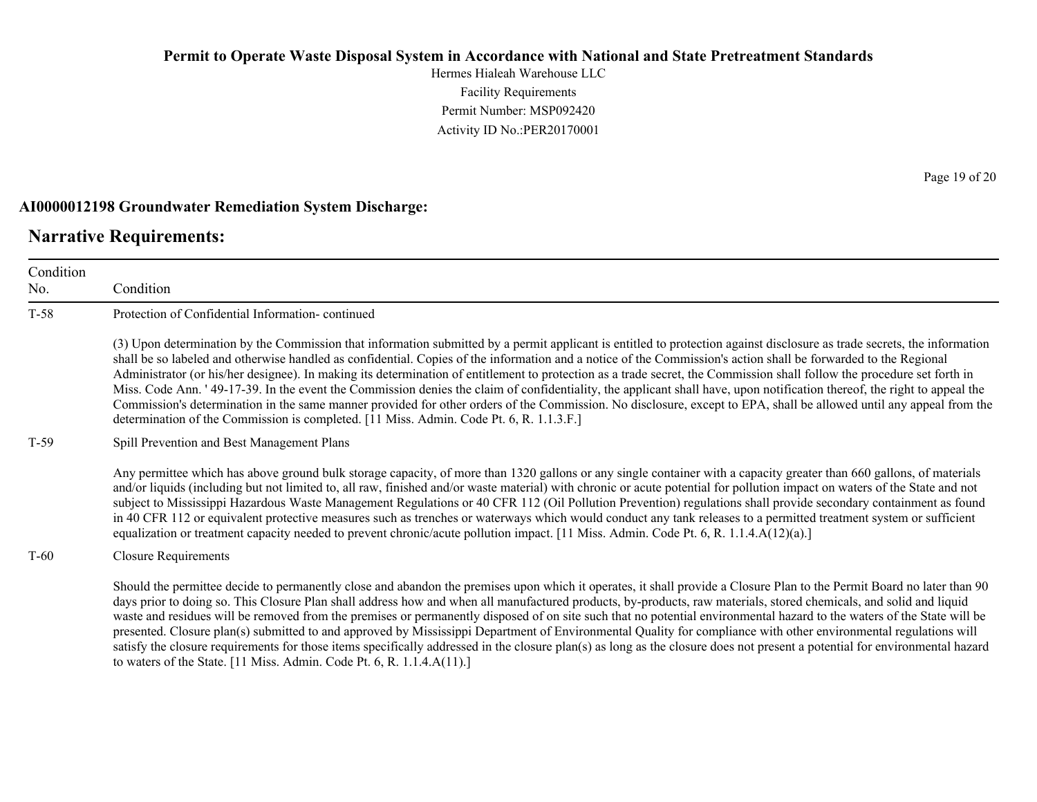## AI0000012198 Groundwater Remediation System Discharge:

## Narrative Requirements:

| Condition No. | Condition |
|---|---|
| T-58 | Protection of Confidential Information- continued<br><br>(3) Upon determination by the Commission that information submitted by a permit applicant is entitled to protection against disclosure as trade secrets, the information shall be so labeled and otherwise handled as confidential. Copies of the information and a notice of the Commission's action shall be forwarded to the Regional Administrator (or his/her designee). In making its determination of entitlement to protection as a trade secret, the Commission shall follow the procedure set forth in Miss. Code Ann. ' 49-17-39. In the event the Commission denies the claim of confidentiality, the applicant shall have, upon notification thereof, the right to appeal the Commission's determination in the same manner provided for other orders of the Commission. No disclosure, except to EPA, shall be allowed until any appeal from the determination of the Commission is completed. [11 Miss. Admin. Code Pt. 6, R. 1.1.3.F.] |
| T-59 | Spill Prevention and Best Management Plans<br><br>Any permittee which has above ground bulk storage capacity, of more than 1320 gallons or any single container with a capacity greater than 660 gallons, of materials and/or liquids (including but not limited to, all raw, finished and/or waste material) with chronic or acute potential for pollution impact on waters of the State and not subject to Mississippi Hazardous Waste Management Regulations or 40 CFR 112 (Oil Pollution Prevention) regulations shall provide secondary containment as found in 40 CFR 112 or equivalent protective measures such as trenches or waterways which would conduct any tank releases to a permitted treatment system or sufficient equalization or treatment capacity needed to prevent chronic/acute pollution impact. [11 Miss. Admin. Code Pt. 6, R. 1.1.4.A(12)(a).] |
| T-60 | Closure Requirements<br><br>Should the permittee decide to permanently close and abandon the premises upon which it operates, it shall provide a Closure Plan to the Permit Board no later than 90 days prior to doing so. This Closure Plan shall address how and when all manufactured products, by-products, raw materials, stored chemicals, and solid and liquid waste and residues will be removed from the premises or permanently disposed of on site such that no potential environmental hazard to the waters of the State will be presented. Closure plan(s) submitted to and approved by Mississippi Department of Environmental Quality for compliance with other environmental regulations will satisfy the closure requirements for those items specifically addressed in the closure plan(s) as long as the closure does not present a potential for environmental hazard to waters of the State. [11 Miss. Admin. Code Pt. 6, R. 1.1.4.A(11).] |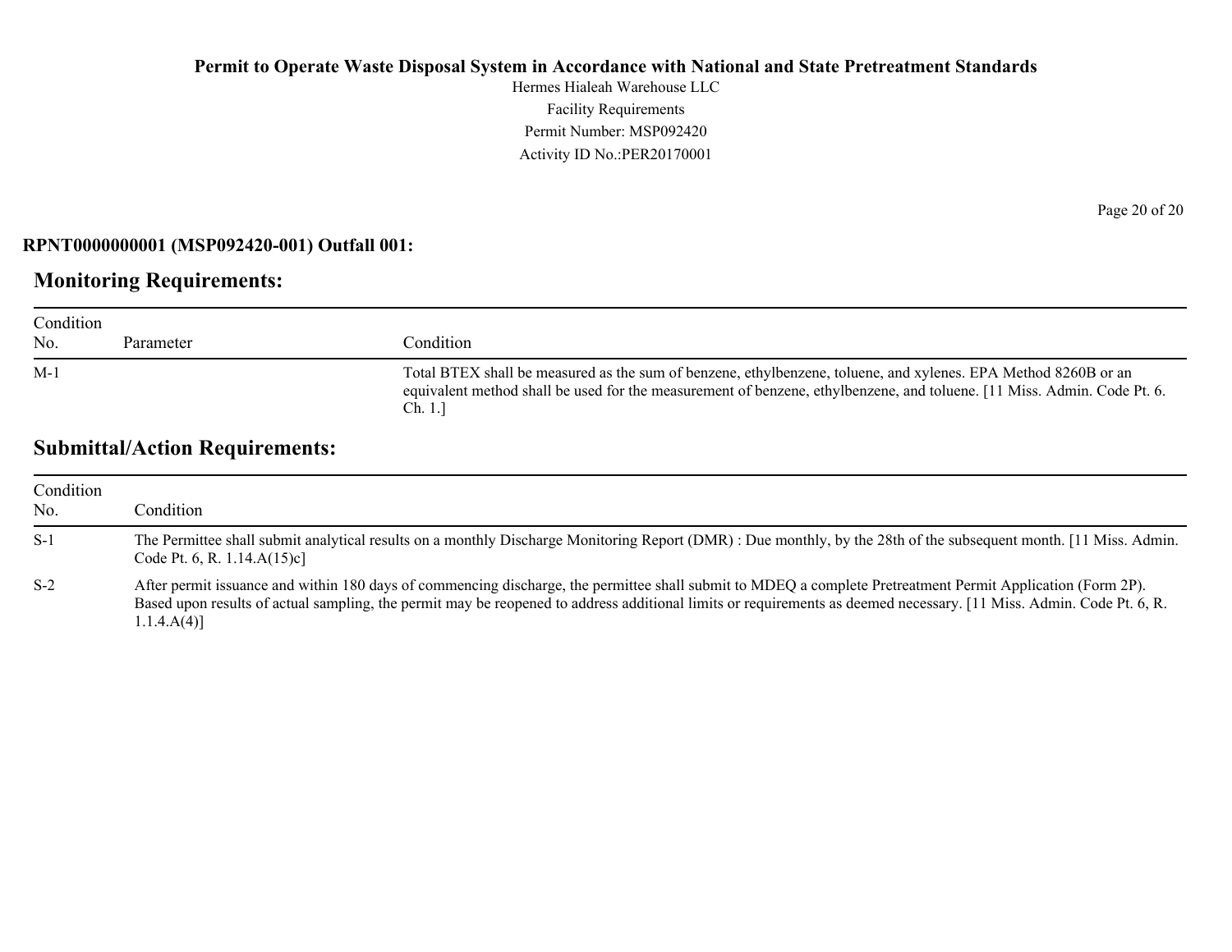**RPNT0000000001 (MSP092420-001) Outfall 001:**

## Monitoring Requirements:

| Condition No. | Parameter | Condition |
|---|---|---|
| M-1 | | Total BTEX shall be measured as the sum of benzene, ethylbenzene, toluene, and xylenes. EPA Method 8260B or an equivalent method shall be used for the measurement of benzene, ethylbenzene, and toluene. [11 Miss. Admin. Code Pt. 6. Ch. 1.] |

## Submittal/Action Requirements:

| Condition No. | Condition |
|---|---|
| S-1 | The Permittee shall submit analytical results on a monthly Discharge Monitoring Report (DMR) : Due monthly, by the 28th of the subsequent month. [11 Miss. Admin. Code Pt. 6, R. 1.14.A(15)c] |
| S-2 | After permit issuance and within 180 days of commencing discharge, the permittee shall submit to MDEQ a complete Pretreatment Permit Application (Form 2P). Based upon results of actual sampling, the permit may be reopened to address additional limits or requirements as deemed necessary. [11 Miss. Admin. Code Pt. 6, R. 1.1.4.A(4)] |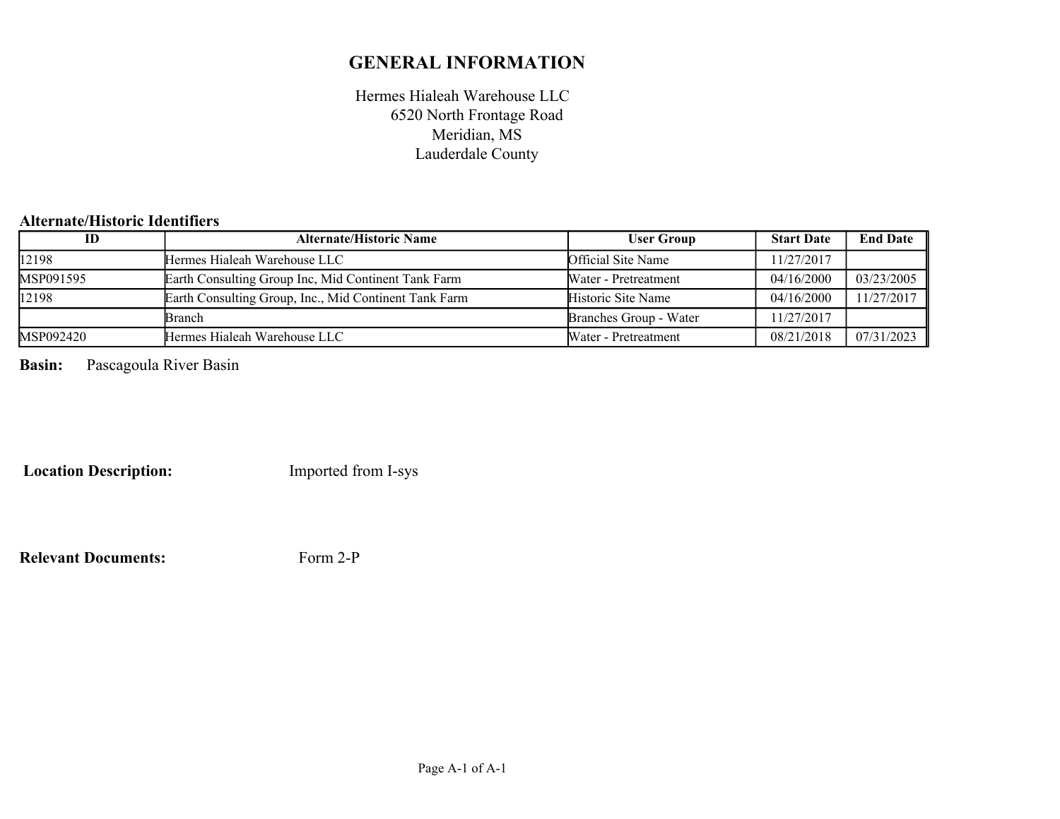# GENERAL INFORMATION

Hermes Hialeah Warehouse LLC
6520 North Frontage Road
Meridian, MS
Lauderdale County

**Alternate/Historic Identifiers**

| ID | Alternate/Historic Name | User Group | Start Date | End Date |
| --- | --- | --- | --- | --- |
| 12198 | Hermes Hialeah Warehouse LLC | Official Site Name | 11/27/2017 | |
| MSP091595 | Earth Consulting Group Inc, Mid Continent Tank Farm | Water - Pretreatment | 04/16/2000 | 03/23/2005 |
| 12198 | Earth Consulting Group, Inc., Mid Continent Tank Farm | Historic Site Name | 04/16/2000 | 11/27/2017 |
| | Branch | Branches Group - Water | 11/27/2017 | |
| MSP092420 | Hermes Hialeah Warehouse LLC | Water - Pretreatment | 08/21/2018 | 07/31/2023 |

**Basin:** Pascagoula River Basin

**Location Description:** Imported from I-sys

**Relevant Documents:** Form 2-P